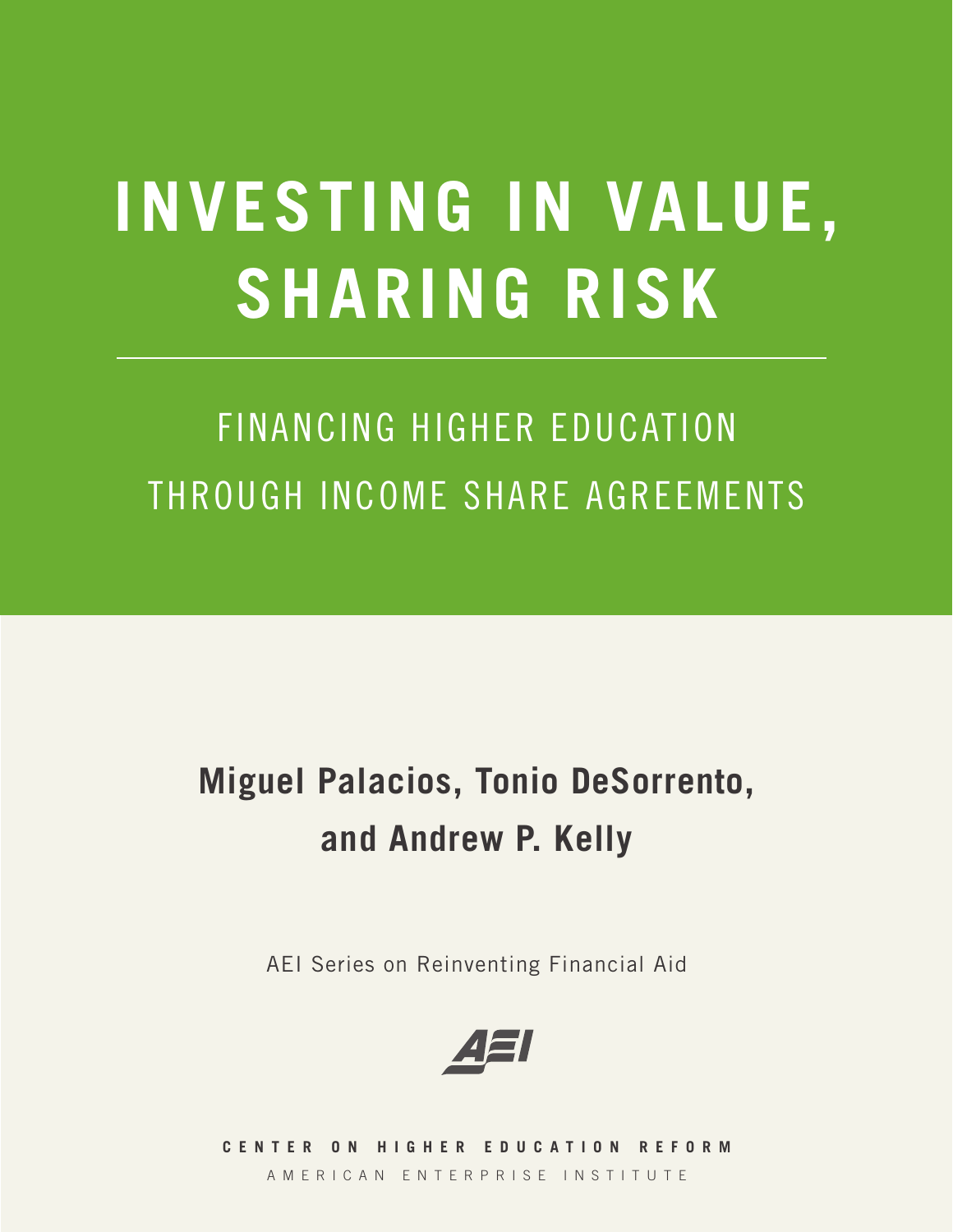# INVESTING IN VALUE, SHARING RISK

## FINANCING HIGHER EDUCATION THROUGH INCOME SHARE AGREEMENTS

**Miguel Palacios, Tonio DeSorrento, and Andrew P. Kelly**

AEI Series on Reinventing Financial Aid

AEI

**CENTER ON HIGHER EDUCATION REFORM**

AMERICAN ENTERPRISE INSTITUTE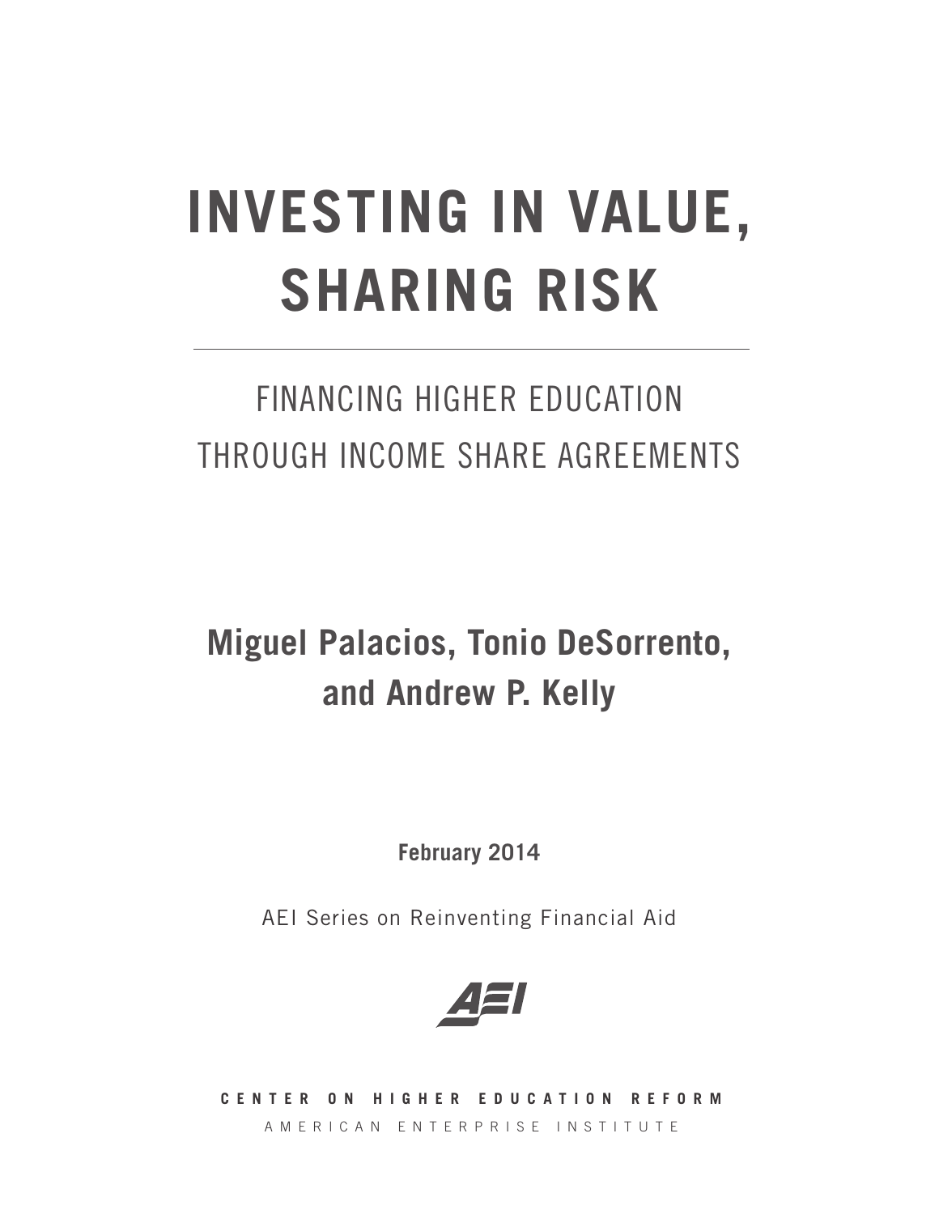# INVESTING IN VALUE, SHARING RISK

## FINANCING HIGHER EDUCATION THROUGH INCOME SHARE AGREEMENTS

**Miguel Palacios, Tonio DeSorrento, and Andrew P. Kelly**

**February 2014**

AEI Series on Reinventing Financial Aid

**CENTER ON HIGHER EDUCATION REFORM**

AMERICAN ENTERPRISE INSTITUTE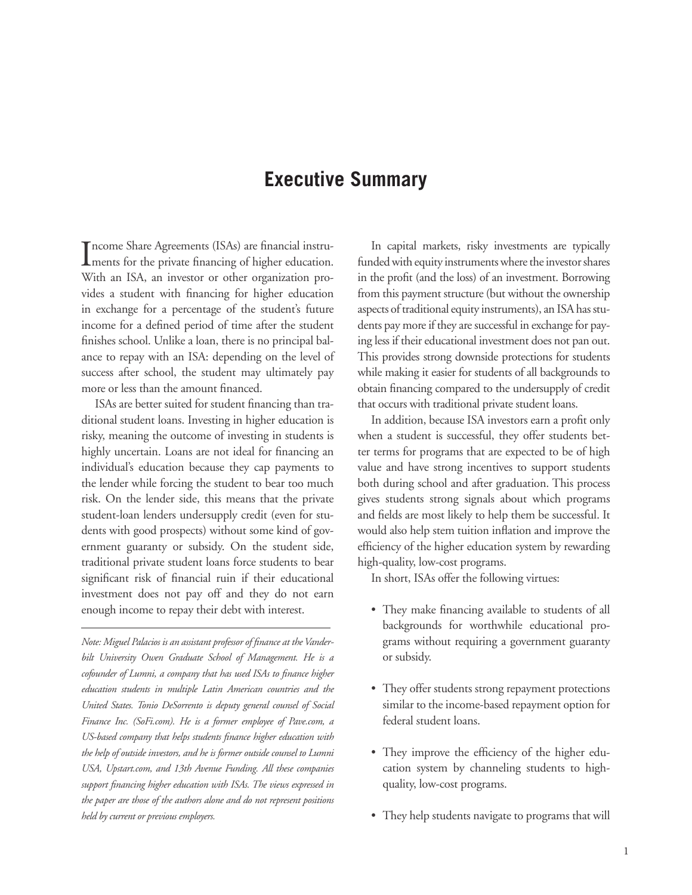## Executive Summary

Income Share Agreements (ISAs) are financial instruments for the private financing of higher education. With an ISA, an investor or other organization provides a student with financing for higher education in exchange for a percentage of the student's future income for a defined period of time after the student finishes school. Unlike a loan, there is no principal balance to repay with an ISA: depending on the level of success after school, the student may ultimately pay more or less than the amount financed.

ISAs are better suited for student financing than traditional student loans. Investing in higher education is risky, meaning the outcome of investing in students is highly uncertain. Loans are not ideal for financing an individual's education because they cap payments to the lender while forcing the student to bear too much risk. On the lender side, this means that the private student-loan lenders undersupply credit (even for students with good prospects) without some kind of government guaranty or subsidy. On the student side, traditional private student loans force students to bear significant risk of financial ruin if their educational investment does not pay off and they do not earn enough income to repay their debt with interest.

*Note: Miguel Palacios is an assistant professor of finance at the Vanderbilt University Owen Graduate School of Management. He is a cofounder of Lumni, a company that has used ISAs to finance higher education students in multiple Latin American countries and the United States. Tonio DeSorrento is deputy general counsel of Social Finance Inc. (SoFi.com). He is a former employee of Pave.com, a US-based company that helps students finance higher education with the help of outside investors, and he is former outside counsel to Lumni USA, Upstart.com, and 13th Avenue Funding. All these companies support financing higher education with ISAs. The views expressed in the paper are those of the authors alone and do not represent positions held by current or previous employers.*

In capital markets, risky investments are typically funded with equity instruments where the investor shares in the profit (and the loss) of an investment. Borrowing from this payment structure (but without the ownership aspects of traditional equity instruments), an ISA has students pay more if they are successful in exchange for paying less if their educational investment does not pan out. This provides strong downside protections for students while making it easier for students of all backgrounds to obtain financing compared to the undersupply of credit that occurs with traditional private student loans.

In addition, because ISA investors earn a profit only when a student is successful, they offer students better terms for programs that are expected to be of high value and have strong incentives to support students both during school and after graduation. This process gives students strong signals about which programs and fields are most likely to help them be successful. It would also help stem tuition inflation and improve the efficiency of the higher education system by rewarding high-quality, low-cost programs.

In short, ISAs offer the following virtues:

- They make financing available to students of all backgrounds for worthwhile educational programs without requiring a government guaranty or subsidy.
- They offer students strong repayment protections similar to the income-based repayment option for federal student loans.
- They improve the efficiency of the higher education system by channeling students to high-quality, low-cost programs.
- They help students navigate to programs that will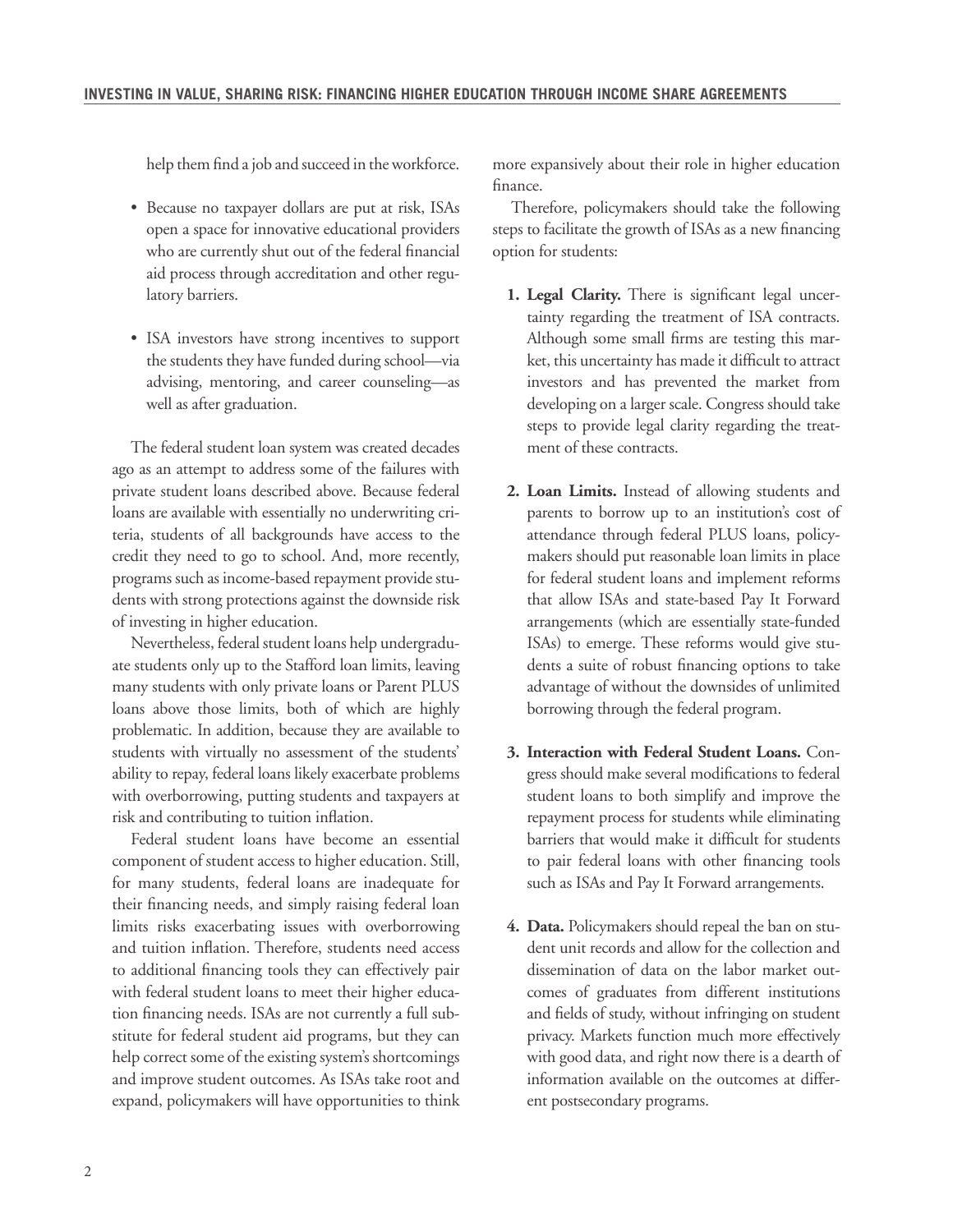help them find a job and succeed in the workforce.

- Because no taxpayer dollars are put at risk, ISAs open a space for innovative educational providers who are currently shut out of the federal financial aid process through accreditation and other regulatory barriers.
- ISA investors have strong incentives to support the students they have funded during school—via advising, mentoring, and career counseling—as well as after graduation.

The federal student loan system was created decades ago as an attempt to address some of the failures with private student loans described above. Because federal loans are available with essentially no underwriting criteria, students of all backgrounds have access to the credit they need to go to school. And, more recently, programs such as income-based repayment provide students with strong protections against the downside risk of investing in higher education.

Nevertheless, federal student loans help undergraduate students only up to the Stafford loan limits, leaving many students with only private loans or Parent PLUS loans above those limits, both of which are highly problematic. In addition, because they are available to students with virtually no assessment of the students' ability to repay, federal loans likely exacerbate problems with overborrowing, putting students and taxpayers at risk and contributing to tuition inflation.

Federal student loans have become an essential component of student access to higher education. Still, for many students, federal loans are inadequate for their financing needs, and simply raising federal loan limits risks exacerbating issues with overborrowing and tuition inflation. Therefore, students need access to additional financing tools they can effectively pair with federal student loans to meet their higher education financing needs. ISAs are not currently a full substitute for federal student aid programs, but they can help correct some of the existing system's shortcomings and improve student outcomes. As ISAs take root and expand, policymakers will have opportunities to think more expansively about their role in higher education finance.

Therefore, policymakers should take the following steps to facilitate the growth of ISAs as a new financing option for students:

1. **Legal Clarity.** There is significant legal uncertainty regarding the treatment of ISA contracts. Although some small firms are testing this market, this uncertainty has made it difficult to attract investors and has prevented the market from developing on a larger scale. Congress should take steps to provide legal clarity regarding the treatment of these contracts.
2. **Loan Limits.** Instead of allowing students and parents to borrow up to an institution's cost of attendance through federal PLUS loans, policymakers should put reasonable loan limits in place for federal student loans and implement reforms that allow ISAs and state-based Pay It Forward arrangements (which are essentially state-funded ISAs) to emerge. These reforms would give students a suite of robust financing options to take advantage of without the downsides of unlimited borrowing through the federal program.
3. **Interaction with Federal Student Loans.** Congress should make several modifications to federal student loans to both simplify and improve the repayment process for students while eliminating barriers that would make it difficult for students to pair federal loans with other financing tools such as ISAs and Pay It Forward arrangements.
4. **Data.** Policymakers should repeal the ban on student unit records and allow for the collection and dissemination of data on the labor market outcomes of graduates from different institutions and fields of study, without infringing on student privacy. Markets function much more effectively with good data, and right now there is a dearth of information available on the outcomes at different postsecondary programs.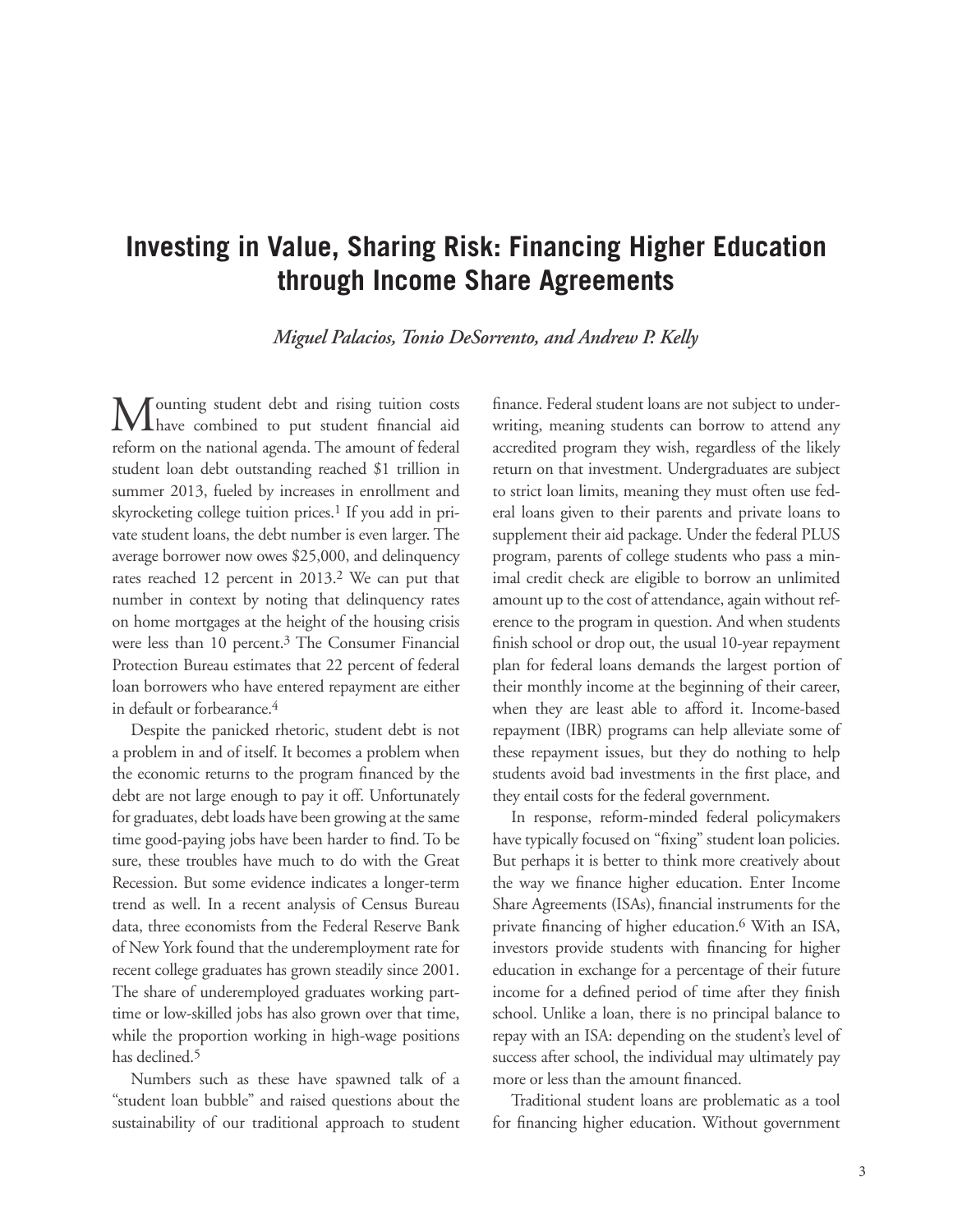# Investing in Value, Sharing Risk: Financing Higher Education through Income Share Agreements

*Miguel Palacios, Tonio DeSorrento, and Andrew P. Kelly*

Mounting student debt and rising tuition costs have combined to put student financial aid reform on the national agenda. The amount of federal student loan debt outstanding reached $1 trillion in summer 2013, fueled by increases in enrollment and skyrocketing college tuition prices.[1] If you add in private student loans, the debt number is even larger. The average borrower now owes $25,000, and delinquency rates reached 12 percent in 2013.[2] We can put that number in context by noting that delinquency rates on home mortgages at the height of the housing crisis were less than 10 percent.[3] The Consumer Financial Protection Bureau estimates that 22 percent of federal loan borrowers who have entered repayment are either in default or forbearance.[4]

Despite the panicked rhetoric, student debt is not a problem in and of itself. It becomes a problem when the economic returns to the program financed by the debt are not large enough to pay it off. Unfortunately for graduates, debt loads have been growing at the same time good-paying jobs have been harder to find. To be sure, these troubles have much to do with the Great Recession. But some evidence indicates a longer-term trend as well. In a recent analysis of Census Bureau data, three economists from the Federal Reserve Bank of New York found that the underemployment rate for recent college graduates has grown steadily since 2001. The share of underemployed graduates working part-time or low-skilled jobs has also grown over that time, while the proportion working in high-wage positions has declined.[5]

Numbers such as these have spawned talk of a "student loan bubble" and raised questions about the sustainability of our traditional approach to student finance. Federal student loans are not subject to underwriting, meaning students can borrow to attend any accredited program they wish, regardless of the likely return on that investment. Undergraduates are subject to strict loan limits, meaning they must often use federal loans given to their parents and private loans to supplement their aid package. Under the federal PLUS program, parents of college students who pass a minimal credit check are eligible to borrow an unlimited amount up to the cost of attendance, again without reference to the program in question. And when students finish school or drop out, the usual 10-year repayment plan for federal loans demands the largest portion of their monthly income at the beginning of their career, when they are least able to afford it. Income-based repayment (IBR) programs can help alleviate some of these repayment issues, but they do nothing to help students avoid bad investments in the first place, and they entail costs for the federal government.

In response, reform-minded federal policymakers have typically focused on "fixing" student loan policies. But perhaps it is better to think more creatively about the way we finance higher education. Enter Income Share Agreements (ISAs), financial instruments for the private financing of higher education.[6] With an ISA, investors provide students with financing for higher education in exchange for a percentage of their future income for a defined period of time after they finish school. Unlike a loan, there is no principal balance to repay with an ISA: depending on the student's level of success after school, the individual may ultimately pay more or less than the amount financed.

Traditional student loans are problematic as a tool for financing higher education. Without government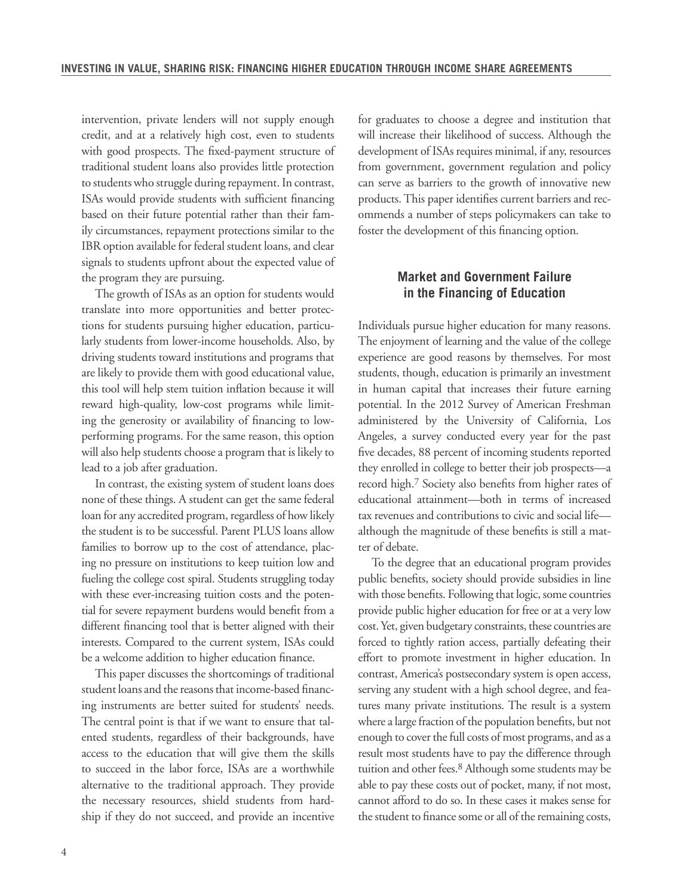intervention, private lenders will not supply enough credit, and at a relatively high cost, even to students with good prospects. The fixed-payment structure of traditional student loans also provides little protection to students who struggle during repayment. In contrast, ISAs would provide students with sufficient financing based on their future potential rather than their family circumstances, repayment protections similar to the IBR option available for federal student loans, and clear signals to students upfront about the expected value of the program they are pursuing.

The growth of ISAs as an option for students would translate into more opportunities and better protections for students pursuing higher education, particularly students from lower-income households. Also, by driving students toward institutions and programs that are likely to provide them with good educational value, this tool will help stem tuition inflation because it will reward high-quality, low-cost programs while limiting the generosity or availability of financing to low-performing programs. For the same reason, this option will also help students choose a program that is likely to lead to a job after graduation.

In contrast, the existing system of student loans does none of these things. A student can get the same federal loan for any accredited program, regardless of how likely the student is to be successful. Parent PLUS loans allow families to borrow up to the cost of attendance, placing no pressure on institutions to keep tuition low and fueling the college cost spiral. Students struggling today with these ever-increasing tuition costs and the potential for severe repayment burdens would benefit from a different financing tool that is better aligned with their interests. Compared to the current system, ISAs could be a welcome addition to higher education finance.

This paper discusses the shortcomings of traditional student loans and the reasons that income-based financing instruments are better suited for students' needs. The central point is that if we want to ensure that talented students, regardless of their backgrounds, have access to the education that will give them the skills to succeed in the labor force, ISAs are a worthwhile alternative to the traditional approach. They provide the necessary resources, shield students from hardship if they do not succeed, and provide an incentive for graduates to choose a degree and institution that will increase their likelihood of success. Although the development of ISAs requires minimal, if any, resources from government, government regulation and policy can serve as barriers to the growth of innovative new products. This paper identifies current barriers and recommends a number of steps policymakers can take to foster the development of this financing option.

## Market and Government Failure in the Financing of Education

Individuals pursue higher education for many reasons. The enjoyment of learning and the value of the college experience are good reasons by themselves. For most students, though, education is primarily an investment in human capital that increases their future earning potential. In the 2012 Survey of American Freshman administered by the University of California, Los Angeles, a survey conducted every year for the past five decades, 88 percent of incoming students reported they enrolled in college to better their job prospects—a record high.[7] Society also benefits from higher rates of educational attainment—both in terms of increased tax revenues and contributions to civic and social life—although the magnitude of these benefits is still a matter of debate.

To the degree that an educational program provides public benefits, society should provide subsidies in line with those benefits. Following that logic, some countries provide public higher education for free or at a very low cost. Yet, given budgetary constraints, these countries are forced to tightly ration access, partially defeating their effort to promote investment in higher education. In contrast, America's postsecondary system is open access, serving any student with a high school degree, and features many private institutions. The result is a system where a large fraction of the population benefits, but not enough to cover the full costs of most programs, and as a result most students have to pay the difference through tuition and other fees.[8] Although some students may be able to pay these costs out of pocket, many, if not most, cannot afford to do so. In these cases it makes sense for the student to finance some or all of the remaining costs,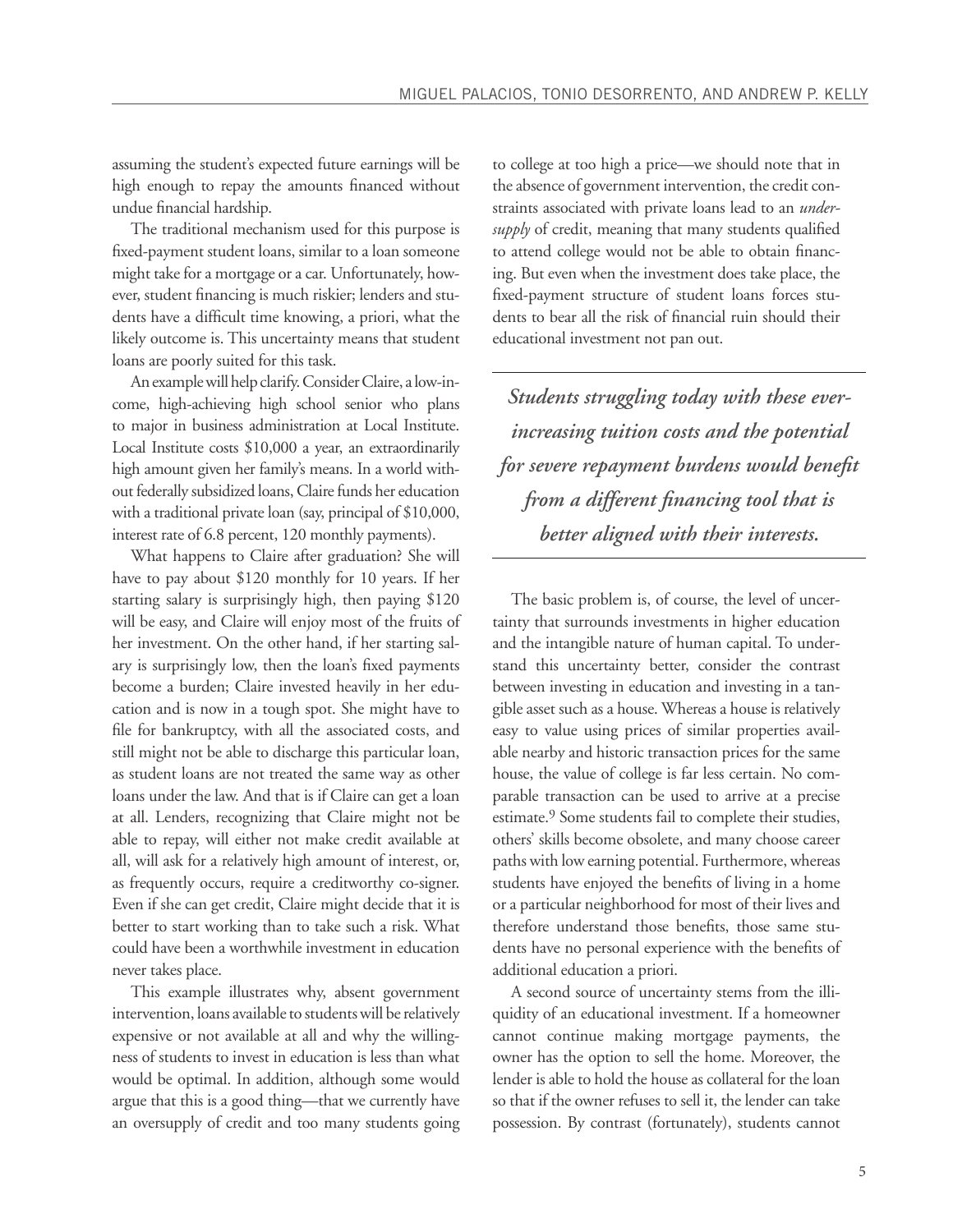assuming the student's expected future earnings will be high enough to repay the amounts financed without undue financial hardship.

The traditional mechanism used for this purpose is fixed-payment student loans, similar to a loan someone might take for a mortgage or a car. Unfortunately, however, student financing is much riskier; lenders and students have a difficult time knowing, a priori, what the likely outcome is. This uncertainty means that student loans are poorly suited for this task.

An example will help clarify. Consider Claire, a low-income, high-achieving high school senior who plans to major in business administration at Local Institute. Local Institute costs \$10,000 a year, an extraordinarily high amount given her family's means. In a world without federally subsidized loans, Claire funds her education with a traditional private loan (say, principal of \$10,000, interest rate of 6.8 percent, 120 monthly payments).

What happens to Claire after graduation? She will have to pay about \$120 monthly for 10 years. If her starting salary is surprisingly high, then paying \$120 will be easy, and Claire will enjoy most of the fruits of her investment. On the other hand, if her starting salary is surprisingly low, then the loan's fixed payments become a burden; Claire invested heavily in her education and is now in a tough spot. She might have to file for bankruptcy, with all the associated costs, and still might not be able to discharge this particular loan, as student loans are not treated the same way as other loans under the law. And that is if Claire can get a loan at all. Lenders, recognizing that Claire might not be able to repay, will either not make credit available at all, will ask for a relatively high amount of interest, or, as frequently occurs, require a creditworthy co-signer. Even if she can get credit, Claire might decide that it is better to start working than to take such a risk. What could have been a worthwhile investment in education never takes place.

This example illustrates why, absent government intervention, loans available to students will be relatively expensive or not available at all and why the willingness of students to invest in education is less than what would be optimal. In addition, although some would argue that this is a good thing—that we currently have an oversupply of credit and too many students going to college at too high a price—we should note that in the absence of government intervention, the credit constraints associated with private loans lead to an *undersupply* of credit, meaning that many students qualified to attend college would not be able to obtain financing. But even when the investment does take place, the fixed-payment structure of student loans forces students to bear all the risk of financial ruin should their educational investment not pan out.

> ***Students struggling today with these ever-increasing tuition costs and the potential for severe repayment burdens would benefit from a different financing tool that is better aligned with their interests.***

The basic problem is, of course, the level of uncertainty that surrounds investments in higher education and the intangible nature of human capital. To understand this uncertainty better, consider the contrast between investing in education and investing in a tangible asset such as a house. Whereas a house is relatively easy to value using prices of similar properties available nearby and historic transaction prices for the same house, the value of college is far less certain. No comparable transaction can be used to arrive at a precise estimate.[9] Some students fail to complete their studies, others' skills become obsolete, and many choose career paths with low earning potential. Furthermore, whereas students have enjoyed the benefits of living in a home or a particular neighborhood for most of their lives and therefore understand those benefits, those same students have no personal experience with the benefits of additional education a priori.

A second source of uncertainty stems from the illiquidity of an educational investment. If a homeowner cannot continue making mortgage payments, the owner has the option to sell the home. Moreover, the lender is able to hold the house as collateral for the loan so that if the owner refuses to sell it, the lender can take possession. By contrast (fortunately), students cannot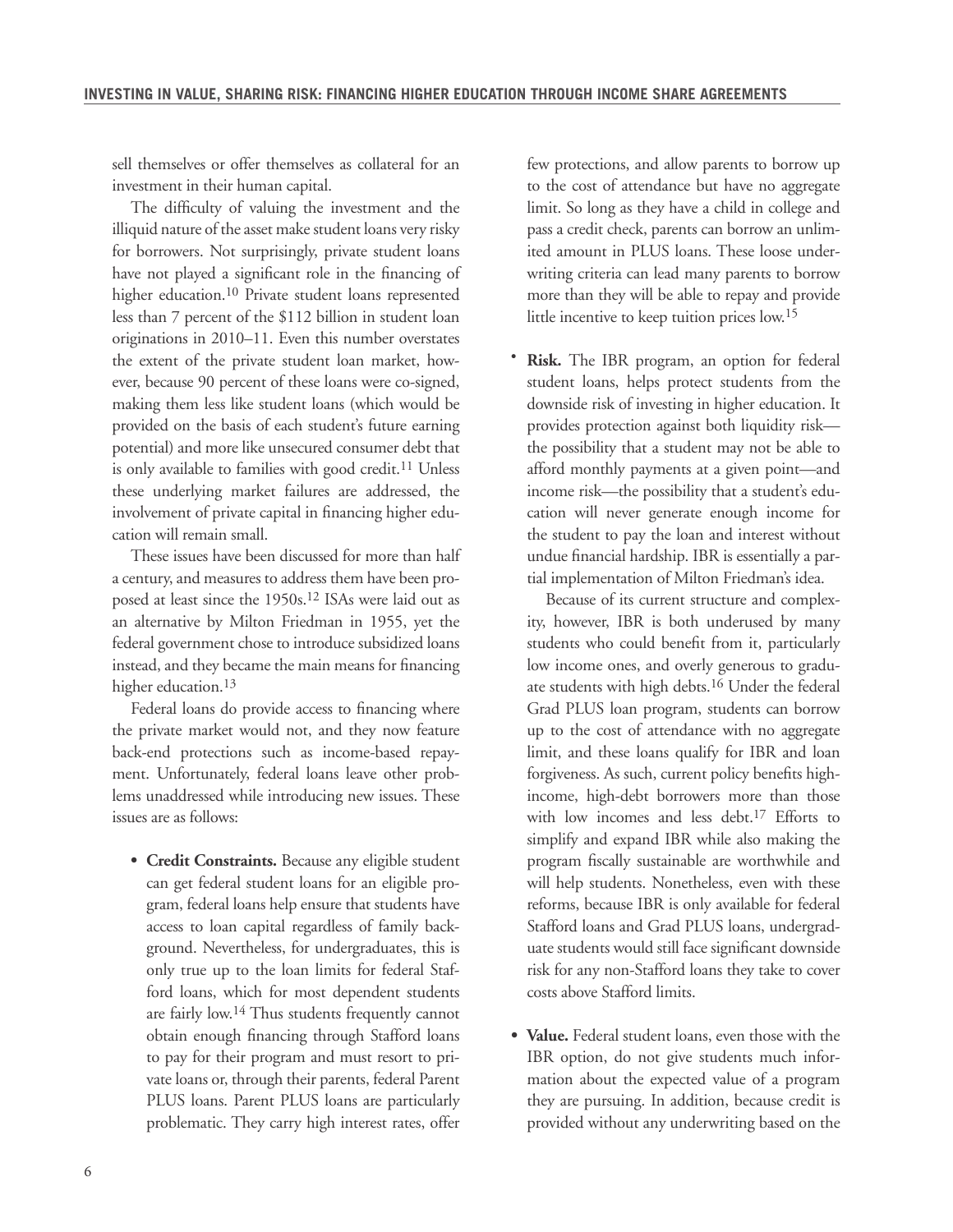sell themselves or offer themselves as collateral for an investment in their human capital.

The difficulty of valuing the investment and the illiquid nature of the asset make student loans very risky for borrowers. Not surprisingly, private student loans have not played a significant role in the financing of higher education.[10] Private student loans represented less than 7 percent of the $112 billion in student loan originations in 2010–11. Even this number overstates the extent of the private student loan market, however, because 90 percent of these loans were co-signed, making them less like student loans (which would be provided on the basis of each student's future earning potential) and more like unsecured consumer debt that is only available to families with good credit.[11] Unless these underlying market failures are addressed, the involvement of private capital in financing higher education will remain small.

These issues have been discussed for more than half a century, and measures to address them have been proposed at least since the 1950s.[12] ISAs were laid out as an alternative by Milton Friedman in 1955, yet the federal government chose to introduce subsidized loans instead, and they became the main means for financing higher education.[13]

Federal loans do provide access to financing where the private market would not, and they now feature back-end protections such as income-based repayment. Unfortunately, federal loans leave other problems unaddressed while introducing new issues. These issues are as follows:

- **Credit Constraints.** Because any eligible student can get federal student loans for an eligible program, federal loans help ensure that students have access to loan capital regardless of family background. Nevertheless, for undergraduates, this is only true up to the loan limits for federal Stafford loans, which for most dependent students are fairly low.[14] Thus students frequently cannot obtain enough financing through Stafford loans to pay for their program and must resort to private loans or, through their parents, federal Parent PLUS loans. Parent PLUS loans are particularly problematic. They carry high interest rates, offer few protections, and allow parents to borrow up to the cost of attendance but have no aggregate limit. So long as they have a child in college and pass a credit check, parents can borrow an unlimited amount in PLUS loans. These loose underwriting criteria can lead many parents to borrow more than they will be able to repay and provide little incentive to keep tuition prices low.[15]

- **Risk.** The IBR program, an option for federal student loans, helps protect students from the downside risk of investing in higher education. It provides protection against both liquidity risk—the possibility that a student may not be able to afford monthly payments at a given point—and income risk—the possibility that a student's education will never generate enough income for the student to pay the loan and interest without undue financial hardship. IBR is essentially a partial implementation of Milton Friedman's idea.

  Because of its current structure and complexity, however, IBR is both underused by many students who could benefit from it, particularly low income ones, and overly generous to graduate students with high debts.[16] Under the federal Grad PLUS loan program, students can borrow up to the cost of attendance with no aggregate limit, and these loans qualify for IBR and loan forgiveness. As such, current policy benefits high-income, high-debt borrowers more than those with low incomes and less debt.[17] Efforts to simplify and expand IBR while also making the program fiscally sustainable are worthwhile and will help students. Nonetheless, even with these reforms, because IBR is only available for federal Stafford loans and Grad PLUS loans, undergraduate students would still face significant downside risk for any non-Stafford loans they take to cover costs above Stafford limits.

- **Value.** Federal student loans, even those with the IBR option, do not give students much information about the expected value of a program they are pursuing. In addition, because credit is provided without any underwriting based on the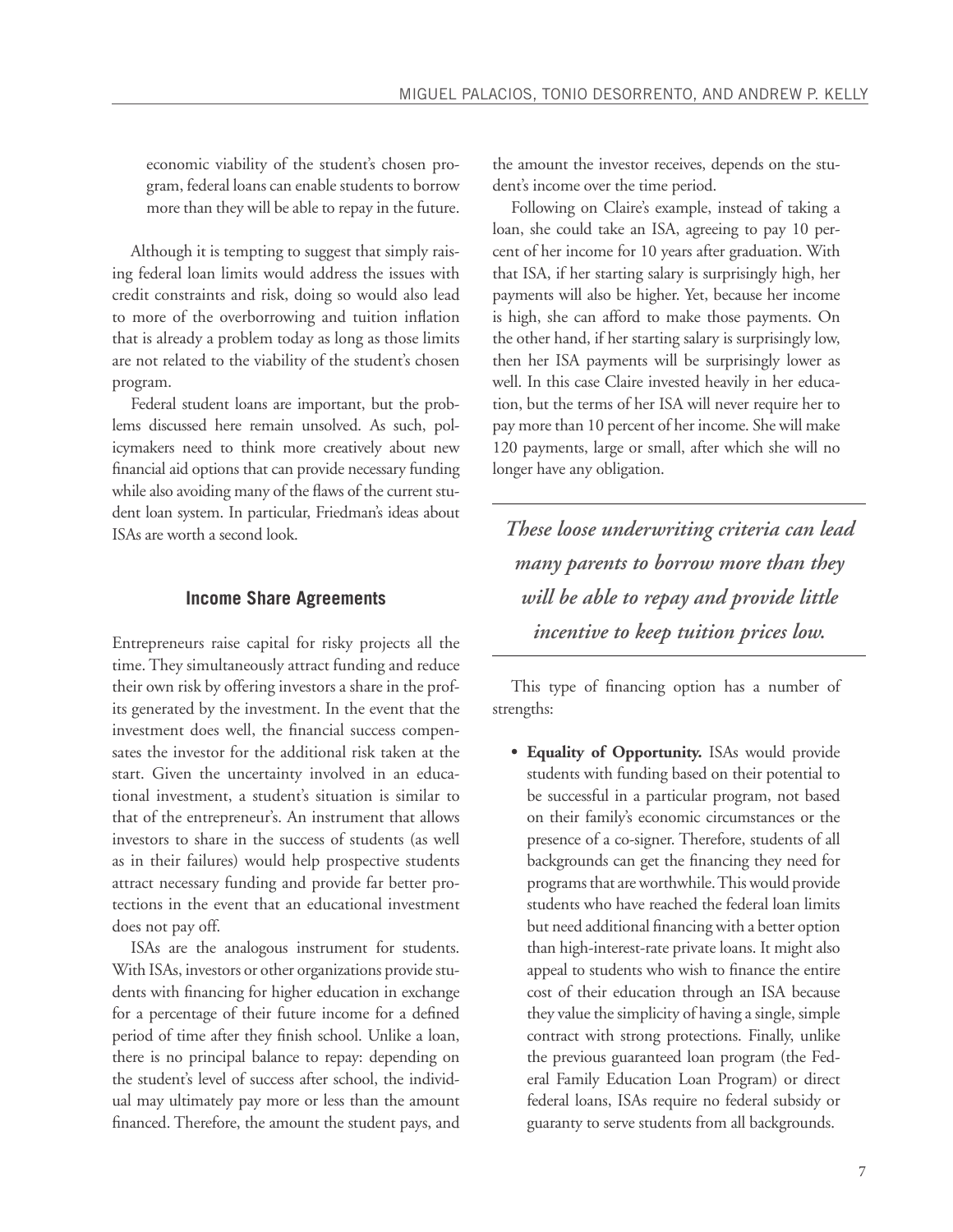economic viability of the student's chosen program, federal loans can enable students to borrow more than they will be able to repay in the future.

Although it is tempting to suggest that simply raising federal loan limits would address the issues with credit constraints and risk, doing so would also lead to more of the overborrowing and tuition inflation that is already a problem today as long as those limits are not related to the viability of the student's chosen program.

Federal student loans are important, but the problems discussed here remain unsolved. As such, policymakers need to think more creatively about new financial aid options that can provide necessary funding while also avoiding many of the flaws of the current student loan system. In particular, Friedman's ideas about ISAs are worth a second look.

### Income Share Agreements

Entrepreneurs raise capital for risky projects all the time. They simultaneously attract funding and reduce their own risk by offering investors a share in the profits generated by the investment. In the event that the investment does well, the financial success compensates the investor for the additional risk taken at the start. Given the uncertainty involved in an educational investment, a student's situation is similar to that of the entrepreneur's. An instrument that allows investors to share in the success of students (as well as in their failures) would help prospective students attract necessary funding and provide far better protections in the event that an educational investment does not pay off.

ISAs are the analogous instrument for students. With ISAs, investors or other organizations provide students with financing for higher education in exchange for a percentage of their future income for a defined period of time after they finish school. Unlike a loan, there is no principal balance to repay: depending on the student's level of success after school, the individual may ultimately pay more or less than the amount financed. Therefore, the amount the student pays, and the amount the investor receives, depends on the student's income over the time period.

Following on Claire's example, instead of taking a loan, she could take an ISA, agreeing to pay 10 percent of her income for 10 years after graduation. With that ISA, if her starting salary is surprisingly high, her payments will also be higher. Yet, because her income is high, she can afford to make those payments. On the other hand, if her starting salary is surprisingly low, then her ISA payments will be surprisingly lower as well. In this case Claire invested heavily in her education, but the terms of her ISA will never require her to pay more than 10 percent of her income. She will make 120 payments, large or small, after which she will no longer have any obligation.

> ***These loose underwriting criteria can lead many parents to borrow more than they will be able to repay and provide little incentive to keep tuition prices low.***

This type of financing option has a number of strengths:

- **Equality of Opportunity.** ISAs would provide students with funding based on their potential to be successful in a particular program, not based on their family's economic circumstances or the presence of a co-signer. Therefore, students of all backgrounds can get the financing they need for programs that are worthwhile. This would provide students who have reached the federal loan limits but need additional financing with a better option than high-interest-rate private loans. It might also appeal to students who wish to finance the entire cost of their education through an ISA because they value the simplicity of having a single, simple contract with strong protections. Finally, unlike the previous guaranteed loan program (the Federal Family Education Loan Program) or direct federal loans, ISAs require no federal subsidy or guaranty to serve students from all backgrounds.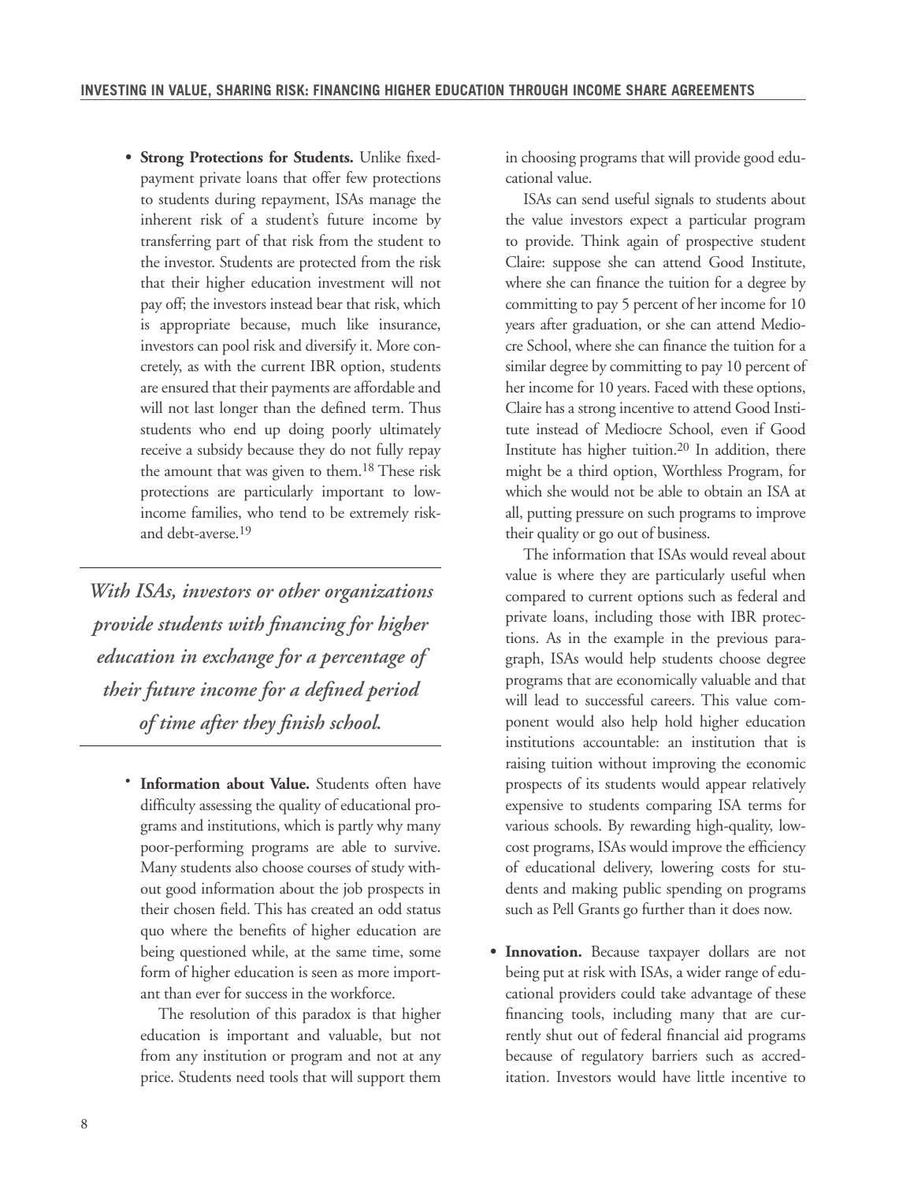- **Strong Protections for Students.** Unlike fixed-payment private loans that offer few protections to students during repayment, ISAs manage the inherent risk of a student's future income by transferring part of that risk from the student to the investor. Students are protected from the risk that their higher education investment will not pay off; the investors instead bear that risk, which is appropriate because, much like insurance, investors can pool risk and diversify it. More concretely, as with the current IBR option, students are ensured that their payments are affordable and will not last longer than the defined term. Thus students who end up doing poorly ultimately receive a subsidy because they do not fully repay the amount that was given to them.[18] These risk protections are particularly important to low-income families, who tend to be extremely risk- and debt-averse.[19]

*With ISAs, investors or other organizations provide students with financing for higher education in exchange for a percentage of their future income for a defined period of time after they finish school.*

- **Information about Value.** Students often have difficulty assessing the quality of educational programs and institutions, which is partly why many poor-performing programs are able to survive. Many students also choose courses of study without good information about the job prospects in their chosen field. This has created an odd status quo where the benefits of higher education are being questioned while, at the same time, some form of higher education is seen as more important than ever for success in the workforce.

  The resolution of this paradox is that higher education is important and valuable, but not from any institution or program and not at any price. Students need tools that will support them in choosing programs that will provide good educational value.

  ISAs can send useful signals to students about the value investors expect a particular program to provide. Think again of prospective student Claire: suppose she can attend Good Institute, where she can finance the tuition for a degree by committing to pay 5 percent of her income for 10 years after graduation, or she can attend Mediocre School, where she can finance the tuition for a similar degree by committing to pay 10 percent of her income for 10 years. Faced with these options, Claire has a strong incentive to attend Good Institute instead of Mediocre School, even if Good Institute has higher tuition.[20] In addition, there might be a third option, Worthless Program, for which she would not be able to obtain an ISA at all, putting pressure on such programs to improve their quality or go out of business.

  The information that ISAs would reveal about value is where they are particularly useful when compared to current options such as federal and private loans, including those with IBR protections. As in the example in the previous paragraph, ISAs would help students choose degree programs that are economically valuable and that will lead to successful careers. This value component would also help hold higher education institutions accountable: an institution that is raising tuition without improving the economic prospects of its students would appear relatively expensive to students comparing ISA terms for various schools. By rewarding high-quality, low-cost programs, ISAs would improve the efficiency of educational delivery, lowering costs for students and making public spending on programs such as Pell Grants go further than it does now.

- **Innovation.** Because taxpayer dollars are not being put at risk with ISAs, a wider range of educational providers could take advantage of these financing tools, including many that are currently shut out of federal financial aid programs because of regulatory barriers such as accreditation. Investors would have little incentive to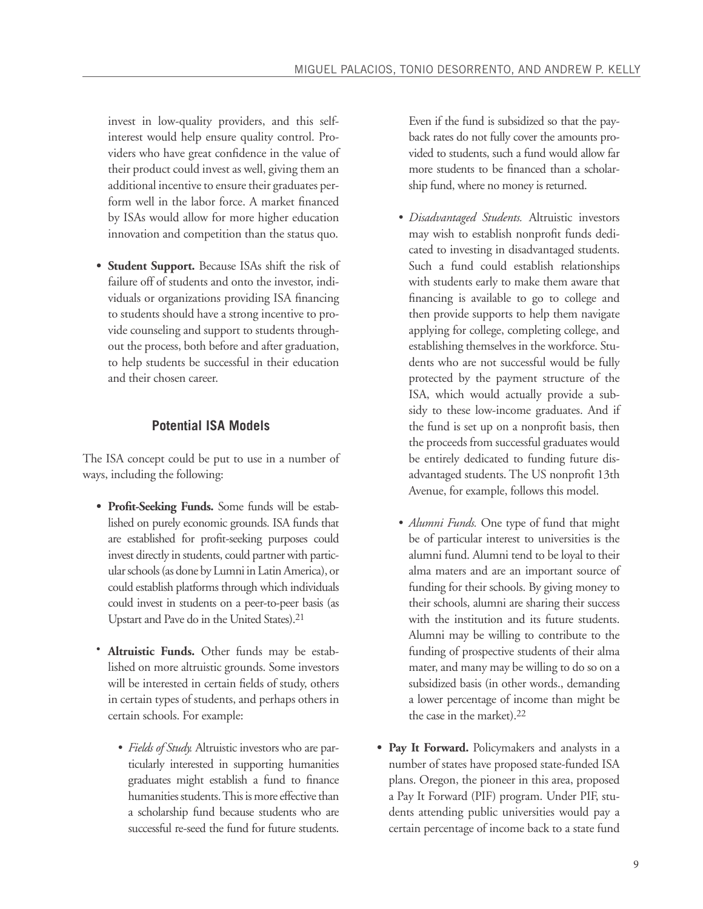invest in low-quality providers, and this self-interest would help ensure quality control. Providers who have great confidence in the value of their product could invest as well, giving them an additional incentive to ensure their graduates perform well in the labor force. A market financed by ISAs would allow for more higher education innovation and competition than the status quo.

- **Student Support.** Because ISAs shift the risk of failure off of students and onto the investor, individuals or organizations providing ISA financing to students should have a strong incentive to provide counseling and support to students throughout the process, both before and after graduation, to help students be successful in their education and their chosen career.

### Potential ISA Models

The ISA concept could be put to use in a number of ways, including the following:

- **Profit-Seeking Funds.** Some funds will be established on purely economic grounds. ISA funds that are established for profit-seeking purposes could invest directly in students, could partner with particular schools (as done by Lumni in Latin America), or could establish platforms through which individuals could invest in students on a peer-to-peer basis (as Upstart and Pave do in the United States).[21]

- **Altruistic Funds.** Other funds may be established on more altruistic grounds. Some investors will be interested in certain fields of study, others in certain types of students, and perhaps others in certain schools. For example:

  - *Fields of Study.* Altruistic investors who are particularly interested in supporting humanities graduates might establish a fund to finance humanities students. This is more effective than a scholarship fund because students who are successful re-seed the fund for future students. Even if the fund is subsidized so that the payback rates do not fully cover the amounts provided to students, such a fund would allow far more students to be financed than a scholarship fund, where no money is returned.

  - *Disadvantaged Students.* Altruistic investors may wish to establish nonprofit funds dedicated to investing in disadvantaged students. Such a fund could establish relationships with students early to make them aware that financing is available to go to college and then provide supports to help them navigate applying for college, completing college, and establishing themselves in the workforce. Students who are not successful would be fully protected by the payment structure of the ISA, which would actually provide a subsidy to these low-income graduates. And if the fund is set up on a nonprofit basis, then the proceeds from successful graduates would be entirely dedicated to funding future disadvantaged students. The US nonprofit 13th Avenue, for example, follows this model.

  - *Alumni Funds.* One type of fund that might be of particular interest to universities is the alumni fund. Alumni tend to be loyal to their alma maters and are an important source of funding for their schools. By giving money to their schools, alumni are sharing their success with the institution and its future students. Alumni may be willing to contribute to the funding of prospective students of their alma mater, and many may be willing to do so on a subsidized basis (in other words., demanding a lower percentage of income than might be the case in the market).[22]

- **Pay It Forward.** Policymakers and analysts in a number of states have proposed state-funded ISA plans. Oregon, the pioneer in this area, proposed a Pay It Forward (PIF) program. Under PIF, students attending public universities would pay a certain percentage of income back to a state fund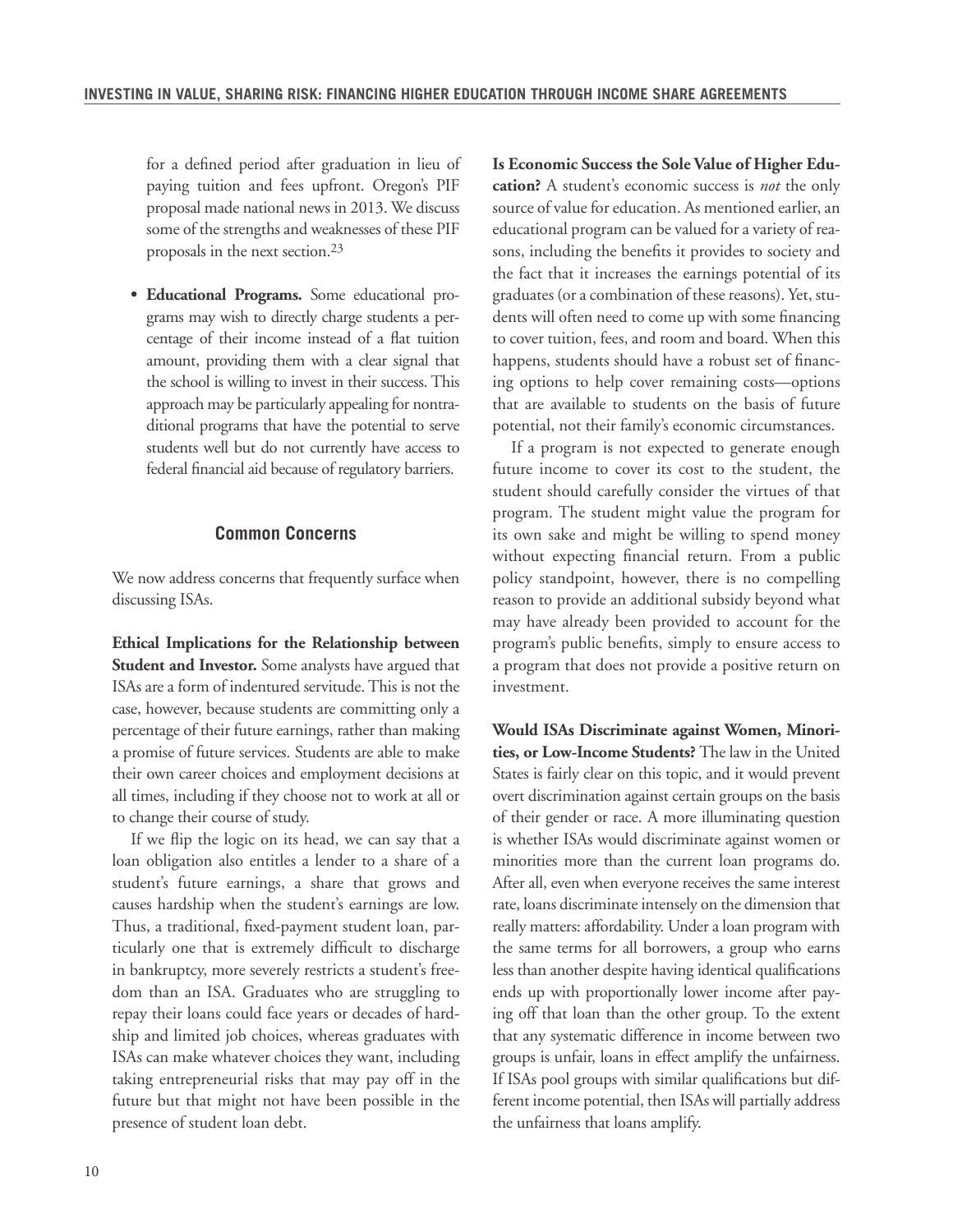for a defined period after graduation in lieu of paying tuition and fees upfront. Oregon's PIF proposal made national news in 2013. We discuss some of the strengths and weaknesses of these PIF proposals in the next section.[23]

- **Educational Programs.** Some educational programs may wish to directly charge students a percentage of their income instead of a flat tuition amount, providing them with a clear signal that the school is willing to invest in their success. This approach may be particularly appealing for nontraditional programs that have the potential to serve students well but do not currently have access to federal financial aid because of regulatory barriers.

## Common Concerns

We now address concerns that frequently surface when discussing ISAs.

**Ethical Implications for the Relationship between Student and Investor.** Some analysts have argued that ISAs are a form of indentured servitude. This is not the case, however, because students are committing only a percentage of their future earnings, rather than making a promise of future services. Students are able to make their own career choices and employment decisions at all times, including if they choose not to work at all or to change their course of study.

If we flip the logic on its head, we can say that a loan obligation also entitles a lender to a share of a student's future earnings, a share that grows and causes hardship when the student's earnings are low. Thus, a traditional, fixed-payment student loan, particularly one that is extremely difficult to discharge in bankruptcy, more severely restricts a student's freedom than an ISA. Graduates who are struggling to repay their loans could face years or decades of hardship and limited job choices, whereas graduates with ISAs can make whatever choices they want, including taking entrepreneurial risks that may pay off in the future but that might not have been possible in the presence of student loan debt.

**Is Economic Success the Sole Value of Higher Education?** A student's economic success is *not* the only source of value for education. As mentioned earlier, an educational program can be valued for a variety of reasons, including the benefits it provides to society and the fact that it increases the earnings potential of its graduates (or a combination of these reasons). Yet, students will often need to come up with some financing to cover tuition, fees, and room and board. When this happens, students should have a robust set of financing options to help cover remaining costs—options that are available to students on the basis of future potential, not their family's economic circumstances.

If a program is not expected to generate enough future income to cover its cost to the student, the student should carefully consider the virtues of that program. The student might value the program for its own sake and might be willing to spend money without expecting financial return. From a public policy standpoint, however, there is no compelling reason to provide an additional subsidy beyond what may have already been provided to account for the program's public benefits, simply to ensure access to a program that does not provide a positive return on investment.

**Would ISAs Discriminate against Women, Minorities, or Low-Income Students?** The law in the United States is fairly clear on this topic, and it would prevent overt discrimination against certain groups on the basis of their gender or race. A more illuminating question is whether ISAs would discriminate against women or minorities more than the current loan programs do. After all, even when everyone receives the same interest rate, loans discriminate intensely on the dimension that really matters: affordability. Under a loan program with the same terms for all borrowers, a group who earns less than another despite having identical qualifications ends up with proportionally lower income after paying off that loan than the other group. To the extent that any systematic difference in income between two groups is unfair, loans in effect amplify the unfairness. If ISAs pool groups with similar qualifications but different income potential, then ISAs will partially address the unfairness that loans amplify.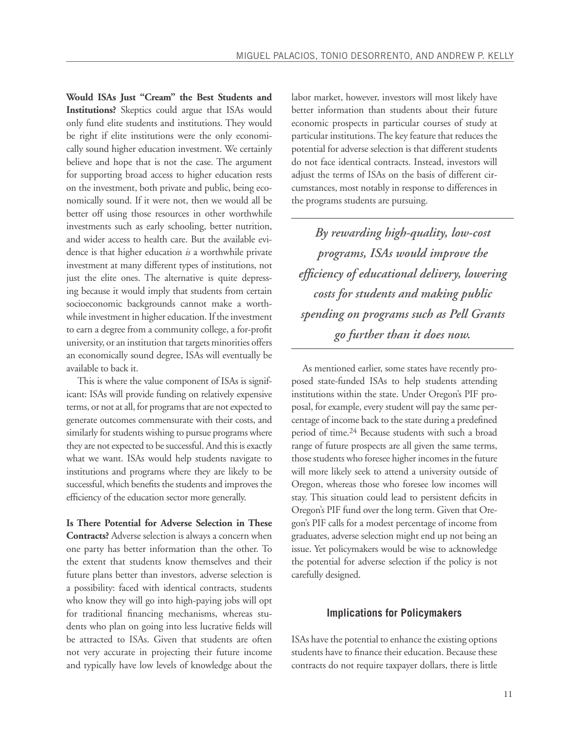**Would ISAs Just "Cream" the Best Students and Institutions?** Skeptics could argue that ISAs would only fund elite students and institutions. They would be right if elite institutions were the only economically sound higher education investment. We certainly believe and hope that is not the case. The argument for supporting broad access to higher education rests on the investment, both private and public, being economically sound. If it were not, then we would all be better off using those resources in other worthwhile investments such as early schooling, better nutrition, and wider access to health care. But the available evidence is that higher education *is* a worthwhile private investment at many different types of institutions, not just the elite ones. The alternative is quite depressing because it would imply that students from certain socioeconomic backgrounds cannot make a worthwhile investment in higher education. If the investment to earn a degree from a community college, a for-profit university, or an institution that targets minorities offers an economically sound degree, ISAs will eventually be available to back it.

This is where the value component of ISAs is significant: ISAs will provide funding on relatively expensive terms, or not at all, for programs that are not expected to generate outcomes commensurate with their costs, and similarly for students wishing to pursue programs where they are not expected to be successful. And this is exactly what we want. ISAs would help students navigate to institutions and programs where they are likely to be successful, which benefits the students and improves the efficiency of the education sector more generally.

**Is There Potential for Adverse Selection in These Contracts?** Adverse selection is always a concern when one party has better information than the other. To the extent that students know themselves and their future plans better than investors, adverse selection is a possibility: faced with identical contracts, students who know they will go into high-paying jobs will opt for traditional financing mechanisms, whereas students who plan on going into less lucrative fields will be attracted to ISAs. Given that students are often not very accurate in projecting their future income and typically have low levels of knowledge about the labor market, however, investors will most likely have better information than students about their future economic prospects in particular courses of study at particular institutions. The key feature that reduces the potential for adverse selection is that different students do not face identical contracts. Instead, investors will adjust the terms of ISAs on the basis of different circumstances, most notably in response to differences in the programs students are pursuing.

> ***By rewarding high-quality, low-cost programs, ISAs would improve the efficiency of educational delivery, lowering costs for students and making public spending on programs such as Pell Grants go further than it does now.***

As mentioned earlier, some states have recently proposed state-funded ISAs to help students attending institutions within the state. Under Oregon's PIF proposal, for example, every student will pay the same percentage of income back to the state during a predefined period of time.[24] Because students with such a broad range of future prospects are all given the same terms, those students who foresee higher incomes in the future will more likely seek to attend a university outside of Oregon, whereas those who foresee low incomes will stay. This situation could lead to persistent deficits in Oregon's PIF fund over the long term. Given that Oregon's PIF calls for a modest percentage of income from graduates, adverse selection might end up not being an issue. Yet policymakers would be wise to acknowledge the potential for adverse selection if the policy is not carefully designed.

## Implications for Policymakers

ISAs have the potential to enhance the existing options students have to finance their education. Because these contracts do not require taxpayer dollars, there is little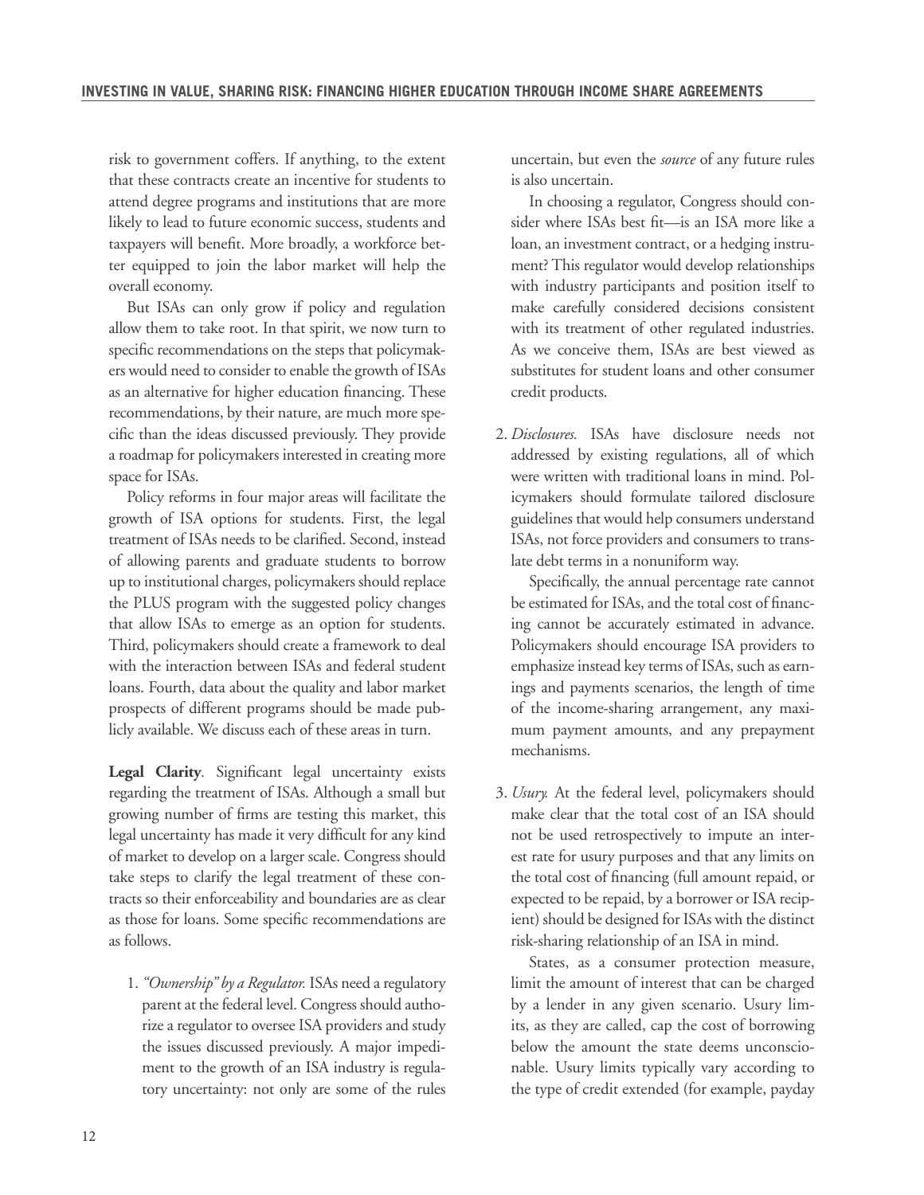risk to government coffers. If anything, to the extent that these contracts create an incentive for students to attend degree programs and institutions that are more likely to lead to future economic success, students and taxpayers will benefit. More broadly, a workforce better equipped to join the labor market will help the overall economy.

But ISAs can only grow if policy and regulation allow them to take root. In that spirit, we now turn to specific recommendations on the steps that policymakers would need to consider to enable the growth of ISAs as an alternative for higher education financing. These recommendations, by their nature, are much more specific than the ideas discussed previously. They provide a roadmap for policymakers interested in creating more space for ISAs.

Policy reforms in four major areas will facilitate the growth of ISA options for students. First, the legal treatment of ISAs needs to be clarified. Second, instead of allowing parents and graduate students to borrow up to institutional charges, policymakers should replace the PLUS program with the suggested policy changes that allow ISAs to emerge as an option for students. Third, policymakers should create a framework to deal with the interaction between ISAs and federal student loans. Fourth, data about the quality and labor market prospects of different programs should be made publicly available. We discuss each of these areas in turn.

**Legal Clarity**. Significant legal uncertainty exists regarding the treatment of ISAs. Although a small but growing number of firms are testing this market, this legal uncertainty has made it very difficult for any kind of market to develop on a larger scale. Congress should take steps to clarify the legal treatment of these contracts so their enforceability and boundaries are as clear as those for loans. Some specific recommendations are as follows.

1. *"Ownership" by a Regulator.* ISAs need a regulatory parent at the federal level. Congress should authorize a regulator to oversee ISA providers and study the issues discussed previously. A major impediment to the growth of an ISA industry is regulatory uncertainty: not only are some of the rules uncertain, but even the *source* of any future rules is also uncertain.

   In choosing a regulator, Congress should consider where ISAs best fit—is an ISA more like a loan, an investment contract, or a hedging instrument? This regulator would develop relationships with industry participants and position itself to make carefully considered decisions consistent with its treatment of other regulated industries. As we conceive them, ISAs are best viewed as substitutes for student loans and other consumer credit products.

2. *Disclosures.* ISAs have disclosure needs not addressed by existing regulations, all of which were written with traditional loans in mind. Policymakers should formulate tailored disclosure guidelines that would help consumers understand ISAs, not force providers and consumers to translate debt terms in a nonuniform way.

   Specifically, the annual percentage rate cannot be estimated for ISAs, and the total cost of financing cannot be accurately estimated in advance. Policymakers should encourage ISA providers to emphasize instead key terms of ISAs, such as earnings and payments scenarios, the length of time of the income-sharing arrangement, any maximum payment amounts, and any prepayment mechanisms.

3. *Usury.* At the federal level, policymakers should make clear that the total cost of an ISA should not be used retrospectively to impute an interest rate for usury purposes and that any limits on the total cost of financing (full amount repaid, or expected to be repaid, by a borrower or ISA recipient) should be designed for ISAs with the distinct risk-sharing relationship of an ISA in mind.

   States, as a consumer protection measure, limit the amount of interest that can be charged by a lender in any given scenario. Usury limits, as they are called, cap the cost of borrowing below the amount the state deems unconscionable. Usury limits typically vary according to the type of credit extended (for example, payday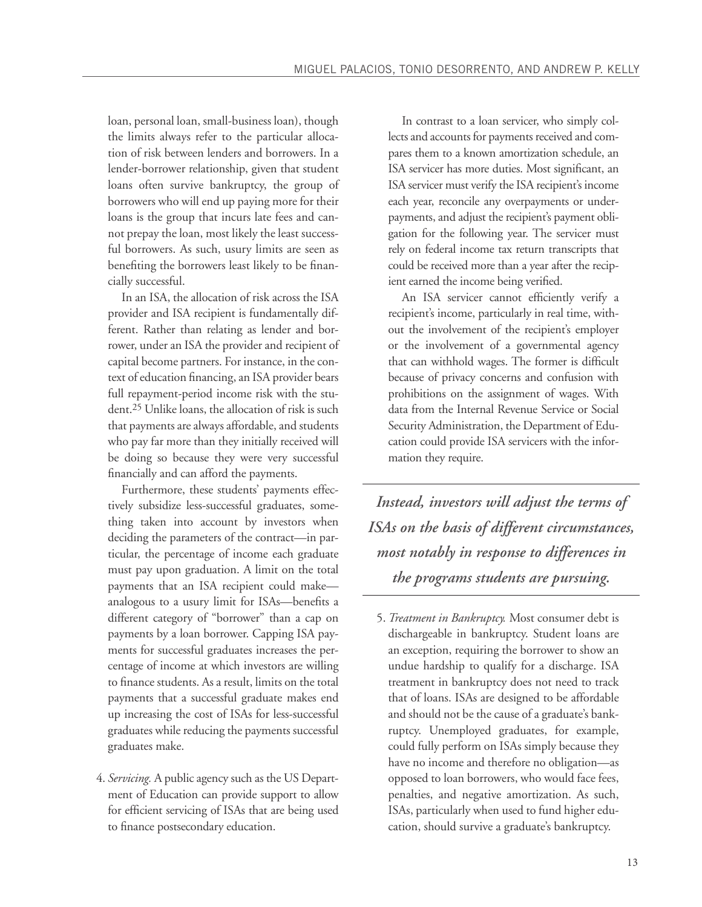loan, personal loan, small-business loan), though the limits always refer to the particular allocation of risk between lenders and borrowers. In a lender-borrower relationship, given that student loans often survive bankruptcy, the group of borrowers who will end up paying more for their loans is the group that incurs late fees and cannot prepay the loan, most likely the least successful borrowers. As such, usury limits are seen as benefiting the borrowers least likely to be financially successful.

In an ISA, the allocation of risk across the ISA provider and ISA recipient is fundamentally different. Rather than relating as lender and borrower, under an ISA the provider and recipient of capital become partners. For instance, in the context of education financing, an ISA provider bears full repayment-period income risk with the student.[25] Unlike loans, the allocation of risk is such that payments are always affordable, and students who pay far more than they initially received will be doing so because they were very successful financially and can afford the payments.

Furthermore, these students' payments effectively subsidize less-successful graduates, something taken into account by investors when deciding the parameters of the contract—in particular, the percentage of income each graduate must pay upon graduation. A limit on the total payments that an ISA recipient could make—analogous to a usury limit for ISAs—benefits a different category of "borrower" than a cap on payments by a loan borrower. Capping ISA payments for successful graduates increases the percentage of income at which investors are willing to finance students. As a result, limits on the total payments that a successful graduate makes end up increasing the cost of ISAs for less-successful graduates while reducing the payments successful graduates make.

4. *Servicing.* A public agency such as the US Department of Education can provide support to allow for efficient servicing of ISAs that are being used to finance postsecondary education.

In contrast to a loan servicer, who simply collects and accounts for payments received and compares them to a known amortization schedule, an ISA servicer has more duties. Most significant, an ISA servicer must verify the ISA recipient's income each year, reconcile any overpayments or underpayments, and adjust the recipient's payment obligation for the following year. The servicer must rely on federal income tax return transcripts that could be received more than a year after the recipient earned the income being verified.

An ISA servicer cannot efficiently verify a recipient's income, particularly in real time, without the involvement of the recipient's employer or the involvement of a governmental agency that can withhold wages. The former is difficult because of privacy concerns and confusion with prohibitions on the assignment of wages. With data from the Internal Revenue Service or Social Security Administration, the Department of Education could provide ISA servicers with the information they require.

> ***Instead, investors will adjust the terms of ISAs on the basis of different circumstances, most notably in response to differences in the programs students are pursuing.***

5. *Treatment in Bankruptcy.* Most consumer debt is dischargeable in bankruptcy. Student loans are an exception, requiring the borrower to show an undue hardship to qualify for a discharge. ISA treatment in bankruptcy does not need to track that of loans. ISAs are designed to be affordable and should not be the cause of a graduate's bankruptcy. Unemployed graduates, for example, could fully perform on ISAs simply because they have no income and therefore no obligation—as opposed to loan borrowers, who would face fees, penalties, and negative amortization. As such, ISAs, particularly when used to fund higher education, should survive a graduate's bankruptcy.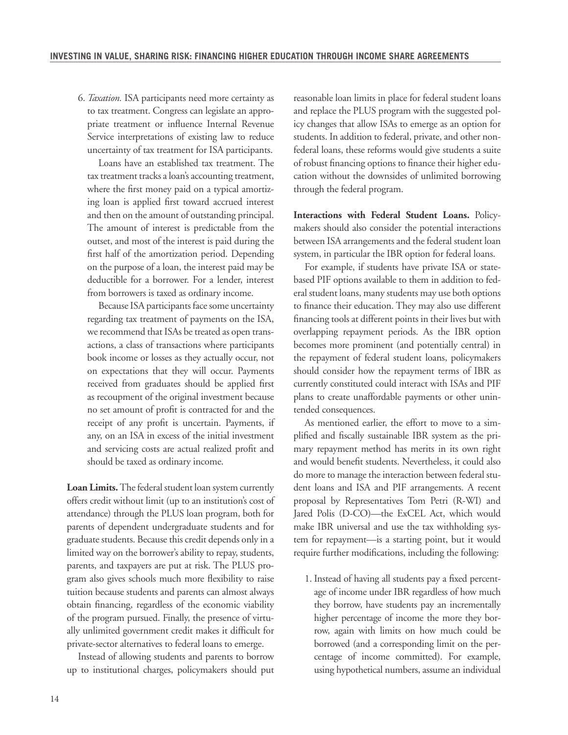6. *Taxation.* ISA participants need more certainty as to tax treatment. Congress can legislate an appropriate treatment or influence Internal Revenue Service interpretations of existing law to reduce uncertainty of tax treatment for ISA participants.

   Loans have an established tax treatment. The tax treatment tracks a loan's accounting treatment, where the first money paid on a typical amortizing loan is applied first toward accrued interest and then on the amount of outstanding principal. The amount of interest is predictable from the outset, and most of the interest is paid during the first half of the amortization period. Depending on the purpose of a loan, the interest paid may be deductible for a borrower. For a lender, interest from borrowers is taxed as ordinary income.

   Because ISA participants face some uncertainty regarding tax treatment of payments on the ISA, we recommend that ISAs be treated as open transactions, a class of transactions where participants book income or losses as they actually occur, not on expectations that they will occur. Payments received from graduates should be applied first as recoupment of the original investment because no set amount of profit is contracted for and the receipt of any profit is uncertain. Payments, if any, on an ISA in excess of the initial investment and servicing costs are actual realized profit and should be taxed as ordinary income.

**Loan Limits.** The federal student loan system currently offers credit without limit (up to an institution's cost of attendance) through the PLUS loan program, both for parents of dependent undergraduate students and for graduate students. Because this credit depends only in a limited way on the borrower's ability to repay, students, parents, and taxpayers are put at risk. The PLUS program also gives schools much more flexibility to raise tuition because students and parents can almost always obtain financing, regardless of the economic viability of the program pursued. Finally, the presence of virtually unlimited government credit makes it difficult for private-sector alternatives to federal loans to emerge.

Instead of allowing students and parents to borrow up to institutional charges, policymakers should put reasonable loan limits in place for federal student loans and replace the PLUS program with the suggested policy changes that allow ISAs to emerge as an option for students. In addition to federal, private, and other nonfederal loans, these reforms would give students a suite of robust financing options to finance their higher education without the downsides of unlimited borrowing through the federal program.

**Interactions with Federal Student Loans.** Policymakers should also consider the potential interactions between ISA arrangements and the federal student loan system, in particular the IBR option for federal loans.

For example, if students have private ISA or state-based PIF options available to them in addition to federal student loans, many students may use both options to finance their education. They may also use different financing tools at different points in their lives but with overlapping repayment periods. As the IBR option becomes more prominent (and potentially central) in the repayment of federal student loans, policymakers should consider how the repayment terms of IBR as currently constituted could interact with ISAs and PIF plans to create unaffordable payments or other unintended consequences.

As mentioned earlier, the effort to move to a simplified and fiscally sustainable IBR system as the primary repayment method has merits in its own right and would benefit students. Nevertheless, it could also do more to manage the interaction between federal student loans and ISA and PIF arrangements. A recent proposal by Representatives Tom Petri (R-WI) and Jared Polis (D-CO)—the ExCEL Act, which would make IBR universal and use the tax withholding system for repayment—is a starting point, but it would require further modifications, including the following:

1. Instead of having all students pay a fixed percentage of income under IBR regardless of how much they borrow, have students pay an incrementally higher percentage of income the more they borrow, again with limits on how much could be borrowed (and a corresponding limit on the percentage of income committed). For example, using hypothetical numbers, assume an individual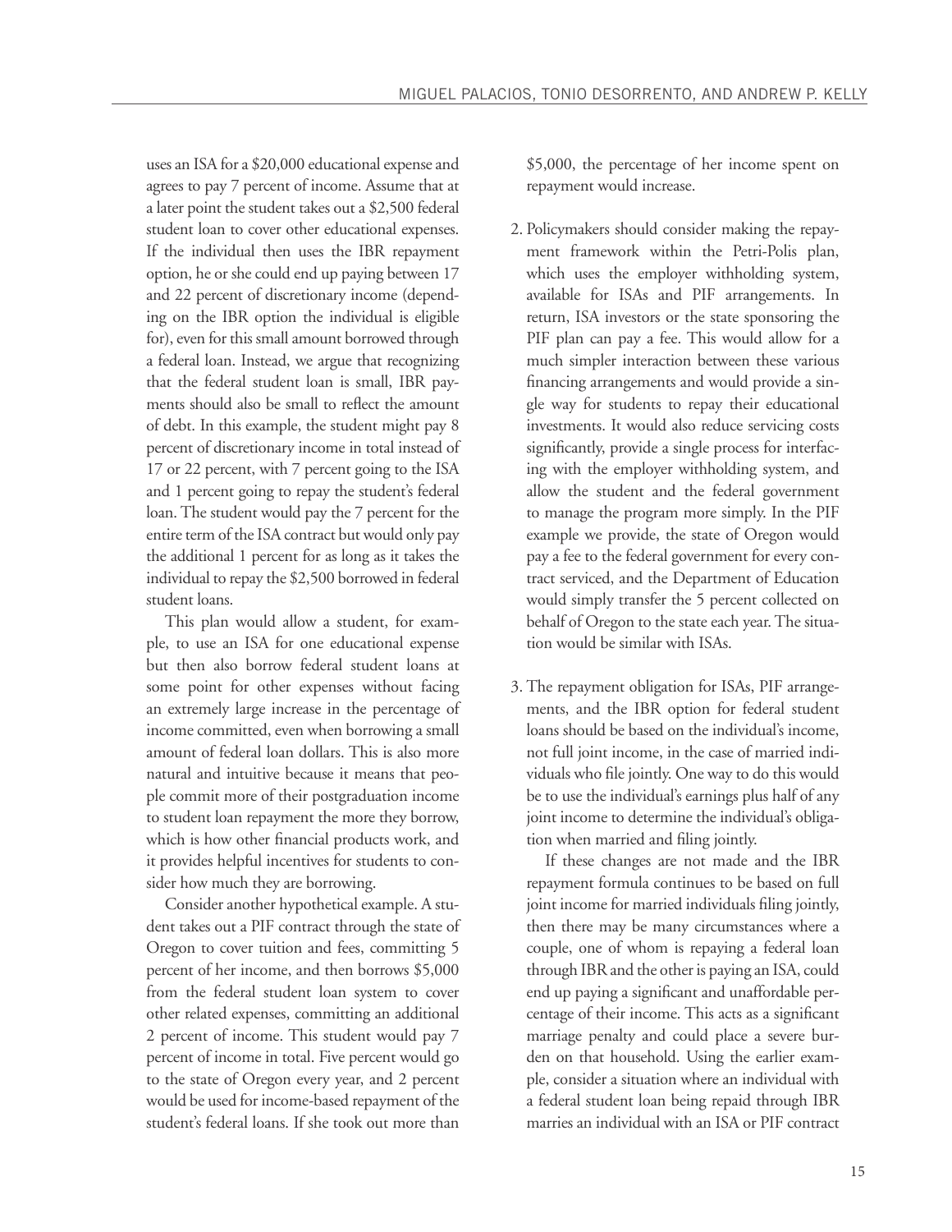uses an ISA for a \$20,000 educational expense and agrees to pay 7 percent of income. Assume that at a later point the student takes out a \$2,500 federal student loan to cover other educational expenses. If the individual then uses the IBR repayment option, he or she could end up paying between 17 and 22 percent of discretionary income (depending on the IBR option the individual is eligible for), even for this small amount borrowed through a federal loan. Instead, we argue that recognizing that the federal student loan is small, IBR payments should also be small to reflect the amount of debt. In this example, the student might pay 8 percent of discretionary income in total instead of 17 or 22 percent, with 7 percent going to the ISA and 1 percent going to repay the student's federal loan. The student would pay the 7 percent for the entire term of the ISA contract but would only pay the additional 1 percent for as long as it takes the individual to repay the \$2,500 borrowed in federal student loans.

This plan would allow a student, for example, to use an ISA for one educational expense but then also borrow federal student loans at some point for other expenses without facing an extremely large increase in the percentage of income committed, even when borrowing a small amount of federal loan dollars. This is also more natural and intuitive because it means that people commit more of their postgraduation income to student loan repayment the more they borrow, which is how other financial products work, and it provides helpful incentives for students to consider how much they are borrowing.

Consider another hypothetical example. A student takes out a PIF contract through the state of Oregon to cover tuition and fees, committing 5 percent of her income, and then borrows \$5,000 from the federal student loan system to cover other related expenses, committing an additional 2 percent of income. This student would pay 7 percent of income in total. Five percent would go to the state of Oregon every year, and 2 percent would be used for income-based repayment of the student's federal loans. If she took out more than \$5,000, the percentage of her income spent on repayment would increase.

2. Policymakers should consider making the repayment framework within the Petri-Polis plan, which uses the employer withholding system, available for ISAs and PIF arrangements. In return, ISA investors or the state sponsoring the PIF plan can pay a fee. This would allow for a much simpler interaction between these various financing arrangements and would provide a single way for students to repay their educational investments. It would also reduce servicing costs significantly, provide a single process for interfacing with the employer withholding system, and allow the student and the federal government to manage the program more simply. In the PIF example we provide, the state of Oregon would pay a fee to the federal government for every contract serviced, and the Department of Education would simply transfer the 5 percent collected on behalf of Oregon to the state each year. The situation would be similar with ISAs.

3. The repayment obligation for ISAs, PIF arrangements, and the IBR option for federal student loans should be based on the individual's income, not full joint income, in the case of married individuals who file jointly. One way to do this would be to use the individual's earnings plus half of any joint income to determine the individual's obligation when married and filing jointly.

   If these changes are not made and the IBR repayment formula continues to be based on full joint income for married individuals filing jointly, then there may be many circumstances where a couple, one of whom is repaying a federal loan through IBR and the other is paying an ISA, could end up paying a significant and unaffordable percentage of their income. This acts as a significant marriage penalty and could place a severe burden on that household. Using the earlier example, consider a situation where an individual with a federal student loan being repaid through IBR marries an individual with an ISA or PIF contract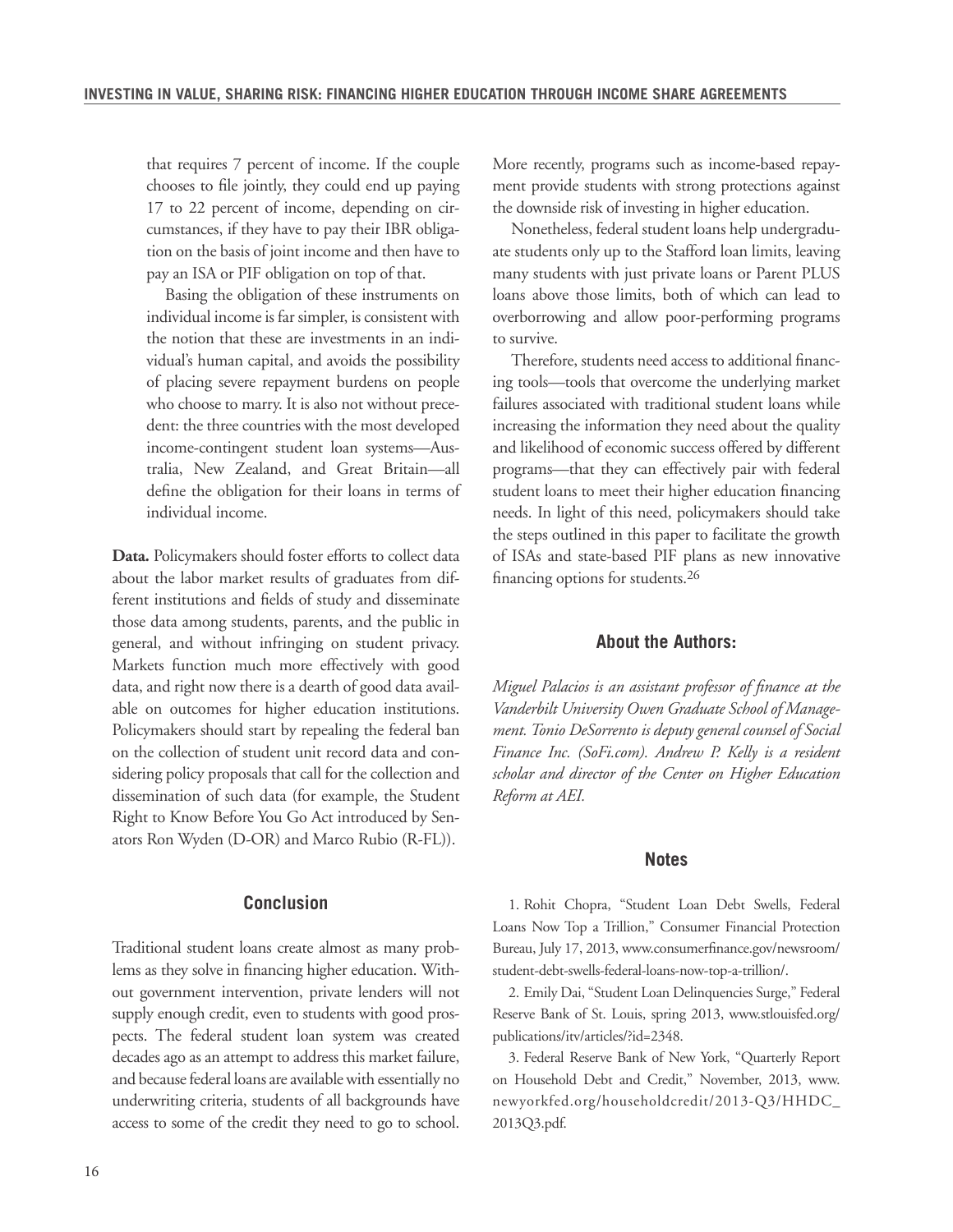that requires 7 percent of income. If the couple chooses to file jointly, they could end up paying 17 to 22 percent of income, depending on circumstances, if they have to pay their IBR obligation on the basis of joint income and then have to pay an ISA or PIF obligation on top of that.

Basing the obligation of these instruments on individual income is far simpler, is consistent with the notion that these are investments in an individual's human capital, and avoids the possibility of placing severe repayment burdens on people who choose to marry. It is also not without precedent: the three countries with the most developed income-contingent student loan systems—Australia, New Zealand, and Great Britain—all define the obligation for their loans in terms of individual income.

**Data.** Policymakers should foster efforts to collect data about the labor market results of graduates from different institutions and fields of study and disseminate those data among students, parents, and the public in general, and without infringing on student privacy. Markets function much more effectively with good data, and right now there is a dearth of good data available on outcomes for higher education institutions. Policymakers should start by repealing the federal ban on the collection of student unit record data and considering policy proposals that call for the collection and dissemination of such data (for example, the Student Right to Know Before You Go Act introduced by Senators Ron Wyden (D-OR) and Marco Rubio (R-FL)).

## Conclusion

Traditional student loans create almost as many problems as they solve in financing higher education. Without government intervention, private lenders will not supply enough credit, even to students with good prospects. The federal student loan system was created decades ago as an attempt to address this market failure, and because federal loans are available with essentially no underwriting criteria, students of all backgrounds have access to some of the credit they need to go to school. More recently, programs such as income-based repayment provide students with strong protections against the downside risk of investing in higher education.

Nonetheless, federal student loans help undergraduate students only up to the Stafford loan limits, leaving many students with just private loans or Parent PLUS loans above those limits, both of which can lead to overborrowing and allow poor-performing programs to survive.

Therefore, students need access to additional financing tools—tools that overcome the underlying market failures associated with traditional student loans while increasing the information they need about the quality and likelihood of economic success offered by different programs—that they can effectively pair with federal student loans to meet their higher education financing needs. In light of this need, policymakers should take the steps outlined in this paper to facilitate the growth of ISAs and state-based PIF plans as new innovative financing options for students.[26]

## About the Authors:

*Miguel Palacios is an assistant professor of finance at the Vanderbilt University Owen Graduate School of Management. Tonio DeSorrento is deputy general counsel of Social Finance Inc. (SoFi.com). Andrew P. Kelly is a resident scholar and director of the Center on Higher Education Reform at AEI.*

## Notes

1. Rohit Chopra, "Student Loan Debt Swells, Federal Loans Now Top a Trillion," Consumer Financial Protection Bureau, July 17, 2013, www.consumerfinance.gov/newsroom/student-debt-swells-federal-loans-now-top-a-trillion/.

2. Emily Dai, "Student Loan Delinquencies Surge," Federal Reserve Bank of St. Louis, spring 2013, www.stlouisfed.org/publications/itv/articles/?id=2348.

3. Federal Reserve Bank of New York, "Quarterly Report on Household Debt and Credit," November, 2013, www.newyorkfed.org/householdcredit/2013-Q3/HHDC_2013Q3.pdf.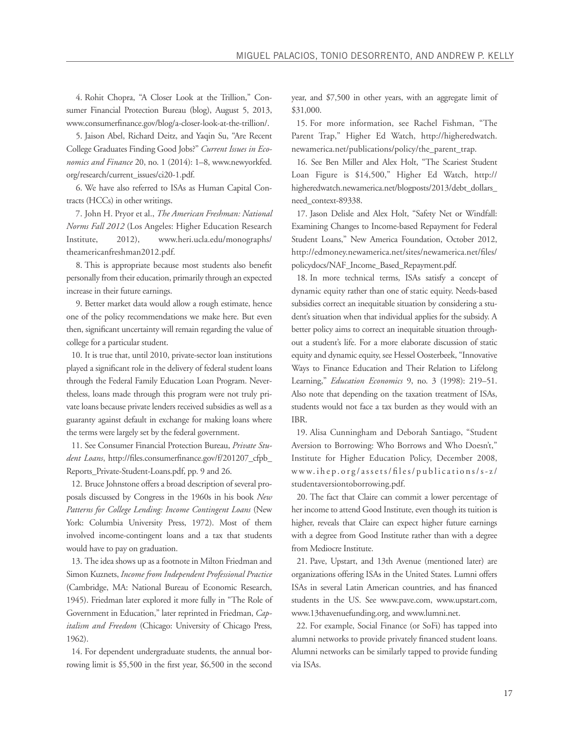4. Rohit Chopra, "A Closer Look at the Trillion," Consumer Financial Protection Bureau (blog), August 5, 2013, www.consumerfinance.gov/blog/a-closer-look-at-the-trillion/.

5. Jaison Abel, Richard Deitz, and Yaqin Su, "Are Recent College Graduates Finding Good Jobs?" *Current Issues in Economics and Finance* 20, no. 1 (2014): 1–8, www.newyorkfed.org/research/current_issues/ci20-1.pdf.

6. We have also referred to ISAs as Human Capital Contracts (HCCs) in other writings.

7. John H. Pryor et al., *The American Freshman: National Norms Fall 2012* (Los Angeles: Higher Education Research Institute, 2012), www.heri.ucla.edu/monographs/theamericanfreshman2012.pdf.

8. This is appropriate because most students also benefit personally from their education, primarily through an expected increase in their future earnings.

9. Better market data would allow a rough estimate, hence one of the policy recommendations we make here. But even then, significant uncertainty will remain regarding the value of college for a particular student.

10. It is true that, until 2010, private-sector loan institutions played a significant role in the delivery of federal student loans through the Federal Family Education Loan Program. Nevertheless, loans made through this program were not truly private loans because private lenders received subsidies as well as a guaranty against default in exchange for making loans where the terms were largely set by the federal government.

11. See Consumer Financial Protection Bureau, *Private Student Loans*, http://files.consumerfinance.gov/f/201207_cfpb_Reports_Private-Student-Loans.pdf, pp. 9 and 26.

12. Bruce Johnstone offers a broad description of several proposals discussed by Congress in the 1960s in his book *New Patterns for College Lending: Income Contingent Loans* (New York: Columbia University Press, 1972). Most of them involved income-contingent loans and a tax that students would have to pay on graduation.

13. The idea shows up as a footnote in Milton Friedman and Simon Kuznets, *Income from Independent Professional Practice* (Cambridge, MA: National Bureau of Economic Research, 1945). Friedman later explored it more fully in "The Role of Government in Education," later reprinted in Friedman, *Capitalism and Freedom* (Chicago: University of Chicago Press, 1962).

14. For dependent undergraduate students, the annual borrowing limit is $5,500 in the first year, $6,500 in the second year, and $7,500 in other years, with an aggregate limit of $31,000.

15. For more information, see Rachel Fishman, "The Parent Trap," Higher Ed Watch, http://higheredwatch.newamerica.net/publications/policy/the_parent_trap.

16. See Ben Miller and Alex Holt, "The Scariest Student Loan Figure is $14,500," Higher Ed Watch, http://higheredwatch.newamerica.net/blogposts/2013/debt_dollars_need_context-89338.

17. Jason Delisle and Alex Holt, "Safety Net or Windfall: Examining Changes to Income-based Repayment for Federal Student Loans," New America Foundation, October 2012, http://edmoney.newamerica.net/sites/newamerica.net/files/policydocs/NAF_Income_Based_Repayment.pdf.

18. In more technical terms, ISAs satisfy a concept of dynamic equity rather than one of static equity. Needs-based subsidies correct an inequitable situation by considering a student's situation when that individual applies for the subsidy. A better policy aims to correct an inequitable situation throughout a student's life. For a more elaborate discussion of static equity and dynamic equity, see Hessel Oosterbeek, "Innovative Ways to Finance Education and Their Relation to Lifelong Learning," *Education Economics* 9, no. 3 (1998): 219–51. Also note that depending on the taxation treatment of ISAs, students would not face a tax burden as they would with an IBR.

19. Alisa Cunningham and Deborah Santiago, "Student Aversion to Borrowing: Who Borrows and Who Doesn't," Institute for Higher Education Policy, December 2008, www.ihep.org/assets/files/publications/s-z/studentaversiontoborrowing.pdf.

20. The fact that Claire can commit a lower percentage of her income to attend Good Institute, even though its tuition is higher, reveals that Claire can expect higher future earnings with a degree from Good Institute rather than with a degree from Mediocre Institute.

21. Pave, Upstart, and 13th Avenue (mentioned later) are organizations offering ISAs in the United States. Lumni offers ISAs in several Latin American countries, and has financed students in the US. See www.pave.com, www.upstart.com, www.13thavenuefunding.org, and www.lumni.net.

22. For example, Social Finance (or SoFi) has tapped into alumni networks to provide privately financed student loans. Alumni networks can be similarly tapped to provide funding via ISAs.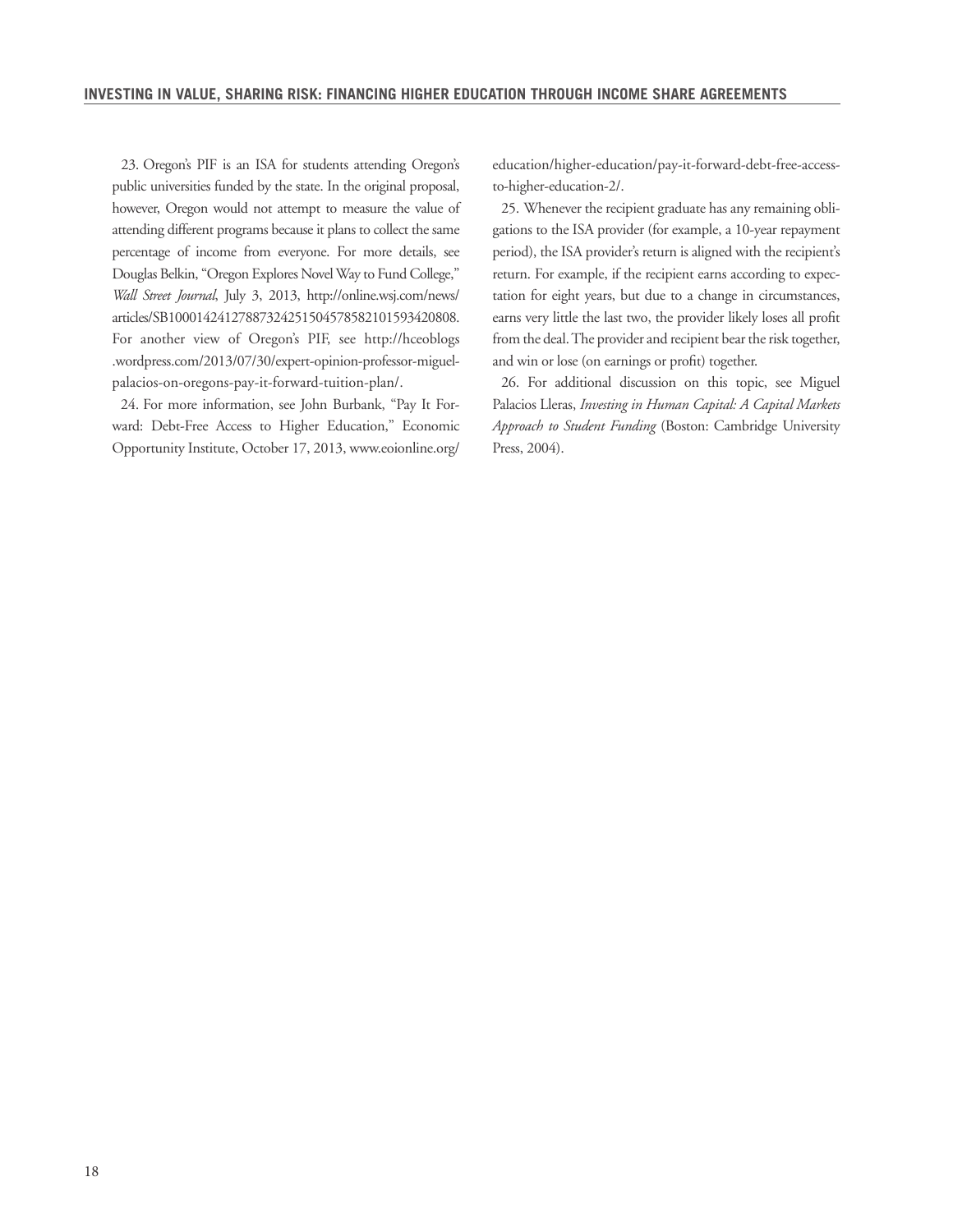23. Oregon's PIF is an ISA for students attending Oregon's public universities funded by the state. In the original proposal, however, Oregon would not attempt to measure the value of attending different programs because it plans to collect the same percentage of income from everyone. For more details, see Douglas Belkin, "Oregon Explores Novel Way to Fund College," *Wall Street Journal*, July 3, 2013, http://online.wsj.com/news/articles/SB10001424127887324251504578582101593420808. For another view of Oregon's PIF, see http://hceoblogs.wordpress.com/2013/07/30/expert-opinion-professor-miguel-palacios-on-oregons-pay-it-forward-tuition-plan/.

24. For more information, see John Burbank, "Pay It Forward: Debt-Free Access to Higher Education," Economic Opportunity Institute, October 17, 2013, www.eoionline.org/education/higher-education/pay-it-forward-debt-free-access-to-higher-education-2/.

25. Whenever the recipient graduate has any remaining obligations to the ISA provider (for example, a 10-year repayment period), the ISA provider's return is aligned with the recipient's return. For example, if the recipient earns according to expectation for eight years, but due to a change in circumstances, earns very little the last two, the provider likely loses all profit from the deal. The provider and recipient bear the risk together, and win or lose (on earnings or profit) together.

26. For additional discussion on this topic, see Miguel Palacios Lleras, *Investing in Human Capital: A Capital Markets Approach to Student Funding* (Boston: Cambridge University Press, 2004).